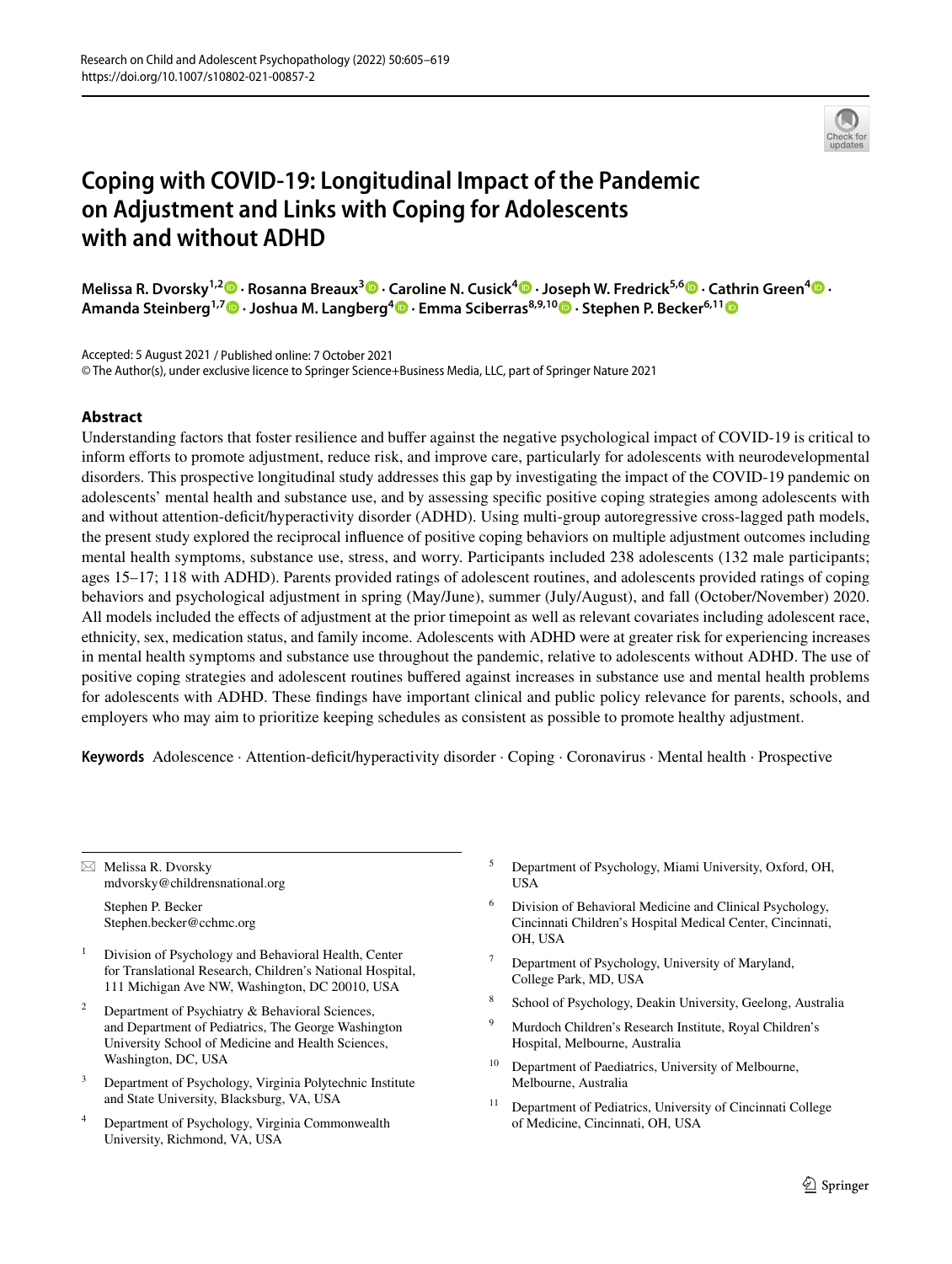# Coping with COVID-19: Longitudinal Impact of the Pandemic on Adjustment and Links with Coping for Adolescents with and without ADHD

**Melissa R. Dvorsky[1,2] · Rosanna Breaux[3] · Caroline N. Cusick[4] · Joseph W. Fredrick[5,6] · Cathrin Green[4] · Amanda Steinberg[1,7] · Joshua M. Langberg[4] · Emma Sciberras[8,9,10] · Stephen P. Becker[6,11]**

Accepted: 5 August 2021 / Published online: 7 October 2021
© The Author(s), under exclusive licence to Springer Science+Business Media, LLC, part of Springer Nature 2021

## Abstract

Understanding factors that foster resilience and buffer against the negative psychological impact of COVID-19 is critical to inform efforts to promote adjustment, reduce risk, and improve care, particularly for adolescents with neurodevelopmental disorders. This prospective longitudinal study addresses this gap by investigating the impact of the COVID-19 pandemic on adolescents' mental health and substance use, and by assessing specific positive coping strategies among adolescents with and without attention-deficit/hyperactivity disorder (ADHD). Using multi-group autoregressive cross-lagged path models, the present study explored the reciprocal influence of positive coping behaviors on multiple adjustment outcomes including mental health symptoms, substance use, stress, and worry. Participants included 238 adolescents (132 male participants; ages 15–17; 118 with ADHD). Parents provided ratings of adolescent routines, and adolescents provided ratings of coping behaviors and psychological adjustment in spring (May/June), summer (July/August), and fall (October/November) 2020. All models included the effects of adjustment at the prior timepoint as well as relevant covariates including adolescent race, ethnicity, sex, medication status, and family income. Adolescents with ADHD were at greater risk for experiencing increases in mental health symptoms and substance use throughout the pandemic, relative to adolescents without ADHD. The use of positive coping strategies and adolescent routines buffered against increases in substance use and mental health problems for adolescents with ADHD. These findings have important clinical and public policy relevance for parents, schools, and employers who may aim to prioritize keeping schedules as consistent as possible to promote healthy adjustment.

**Keywords** Adolescence · Attention-deficit/hyperactivity disorder · Coping · Coronavirus · Mental health · Prospective

---

✉ Melissa R. Dvorsky
mdvorsky@childrensnational.org

Stephen P. Becker
Stephen.becker@cchmc.org

1. Division of Psychology and Behavioral Health, Center for Translational Research, Children's National Hospital, 111 Michigan Ave NW, Washington, DC 20010, USA
2. Department of Psychiatry & Behavioral Sciences, and Department of Pediatrics, The George Washington University School of Medicine and Health Sciences, Washington, DC, USA
3. Department of Psychology, Virginia Polytechnic Institute and State University, Blacksburg, VA, USA
4. Department of Psychology, Virginia Commonwealth University, Richmond, VA, USA
5. Department of Psychology, Miami University, Oxford, OH, USA
6. Division of Behavioral Medicine and Clinical Psychology, Cincinnati Children's Hospital Medical Center, Cincinnati, OH, USA
7. Department of Psychology, University of Maryland, College Park, MD, USA
8. School of Psychology, Deakin University, Geelong, Australia
9. Murdoch Children's Research Institute, Royal Children's Hospital, Melbourne, Australia
10. Department of Paediatrics, University of Melbourne, Melbourne, Australia
11. Department of Pediatrics, University of Cincinnati College of Medicine, Cincinnati, OH, USA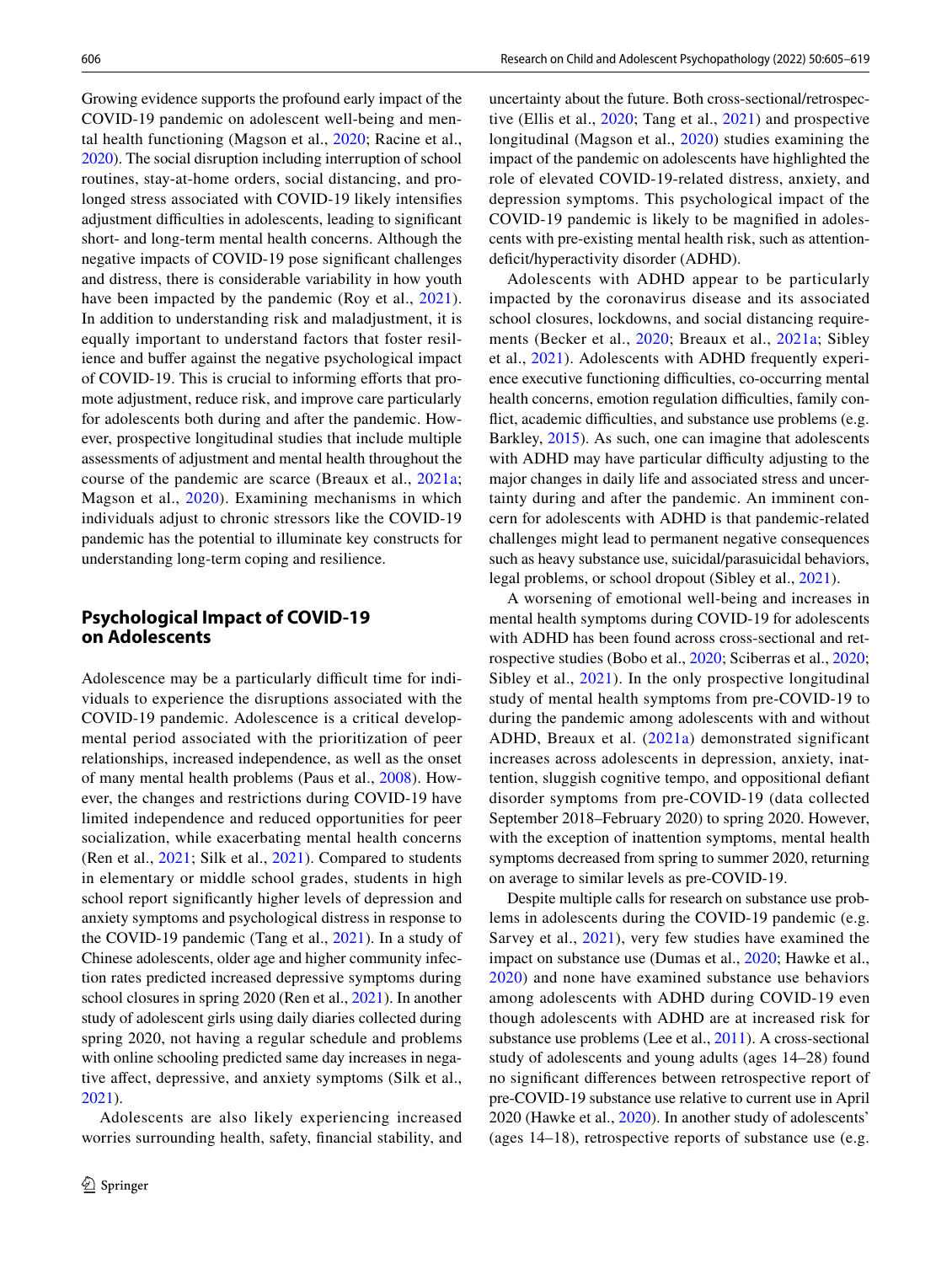Growing evidence supports the profound early impact of the COVID-19 pandemic on adolescent well-being and mental health functioning (Magson et al., 2020; Racine et al., 2020). The social disruption including interruption of school routines, stay-at-home orders, social distancing, and prolonged stress associated with COVID-19 likely intensifies adjustment difficulties in adolescents, leading to significant short- and long-term mental health concerns. Although the negative impacts of COVID-19 pose significant challenges and distress, there is considerable variability in how youth have been impacted by the pandemic (Roy et al., 2021). In addition to understanding risk and maladjustment, it is equally important to understand factors that foster resilience and buffer against the negative psychological impact of COVID-19. This is crucial to informing efforts that promote adjustment, reduce risk, and improve care particularly for adolescents both during and after the pandemic. However, prospective longitudinal studies that include multiple assessments of adjustment and mental health throughout the course of the pandemic are scarce (Breaux et al., 2021a; Magson et al., 2020). Examining mechanisms in which individuals adjust to chronic stressors like the COVID-19 pandemic has the potential to illuminate key constructs for understanding long-term coping and resilience.

## Psychological Impact of COVID-19 on Adolescents

Adolescence may be a particularly difficult time for individuals to experience the disruptions associated with the COVID-19 pandemic. Adolescence is a critical developmental period associated with the prioritization of peer relationships, increased independence, as well as the onset of many mental health problems (Paus et al., 2008). However, the changes and restrictions during COVID-19 have limited independence and reduced opportunities for peer socialization, while exacerbating mental health concerns (Ren et al., 2021; Silk et al., 2021). Compared to students in elementary or middle school grades, students in high school report significantly higher levels of depression and anxiety symptoms and psychological distress in response to the COVID-19 pandemic (Tang et al., 2021). In a study of Chinese adolescents, older age and higher community infection rates predicted increased depressive symptoms during school closures in spring 2020 (Ren et al., 2021). In another study of adolescent girls using daily diaries collected during spring 2020, not having a regular schedule and problems with online schooling predicted same day increases in negative affect, depressive, and anxiety symptoms (Silk et al., 2021).

Adolescents are also likely experiencing increased worries surrounding health, safety, financial stability, and uncertainty about the future. Both cross-sectional/retrospective (Ellis et al., 2020; Tang et al., 2021) and prospective longitudinal (Magson et al., 2020) studies examining the impact of the pandemic on adolescents have highlighted the role of elevated COVID-19-related distress, anxiety, and depression symptoms. This psychological impact of the COVID-19 pandemic is likely to be magnified in adolescents with pre-existing mental health risk, such as attention-deficit/hyperactivity disorder (ADHD).

Adolescents with ADHD appear to be particularly impacted by the coronavirus disease and its associated school closures, lockdowns, and social distancing requirements (Becker et al., 2020; Breaux et al., 2021a; Sibley et al., 2021). Adolescents with ADHD frequently experience executive functioning difficulties, co-occurring mental health concerns, emotion regulation difficulties, family conflict, academic difficulties, and substance use problems (e.g. Barkley, 2015). As such, one can imagine that adolescents with ADHD may have particular difficulty adjusting to the major changes in daily life and associated stress and uncertainty during and after the pandemic. An imminent concern for adolescents with ADHD is that pandemic-related challenges might lead to permanent negative consequences such as heavy substance use, suicidal/parasuicidal behaviors, legal problems, or school dropout (Sibley et al., 2021).

A worsening of emotional well-being and increases in mental health symptoms during COVID-19 for adolescents with ADHD has been found across cross-sectional and retrospective studies (Bobo et al., 2020; Sciberras et al., 2020; Sibley et al., 2021). In the only prospective longitudinal study of mental health symptoms from pre-COVID-19 to during the pandemic among adolescents with and without ADHD, Breaux et al. (2021a) demonstrated significant increases across adolescents in depression, anxiety, inattention, sluggish cognitive tempo, and oppositional defiant disorder symptoms from pre-COVID-19 (data collected September 2018–February 2020) to spring 2020. However, with the exception of inattention symptoms, mental health symptoms decreased from spring to summer 2020, returning on average to similar levels as pre-COVID-19.

Despite multiple calls for research on substance use problems in adolescents during the COVID-19 pandemic (e.g. Sarvey et al., 2021), very few studies have examined the impact on substance use (Dumas et al., 2020; Hawke et al., 2020) and none have examined substance use behaviors among adolescents with ADHD during COVID-19 even though adolescents with ADHD are at increased risk for substance use problems (Lee et al., 2011). A cross-sectional study of adolescents and young adults (ages 14–28) found no significant differences between retrospective report of pre-COVID-19 substance use relative to current use in April 2020 (Hawke et al., 2020). In another study of adolescents' (ages 14–18), retrospective reports of substance use (e.g.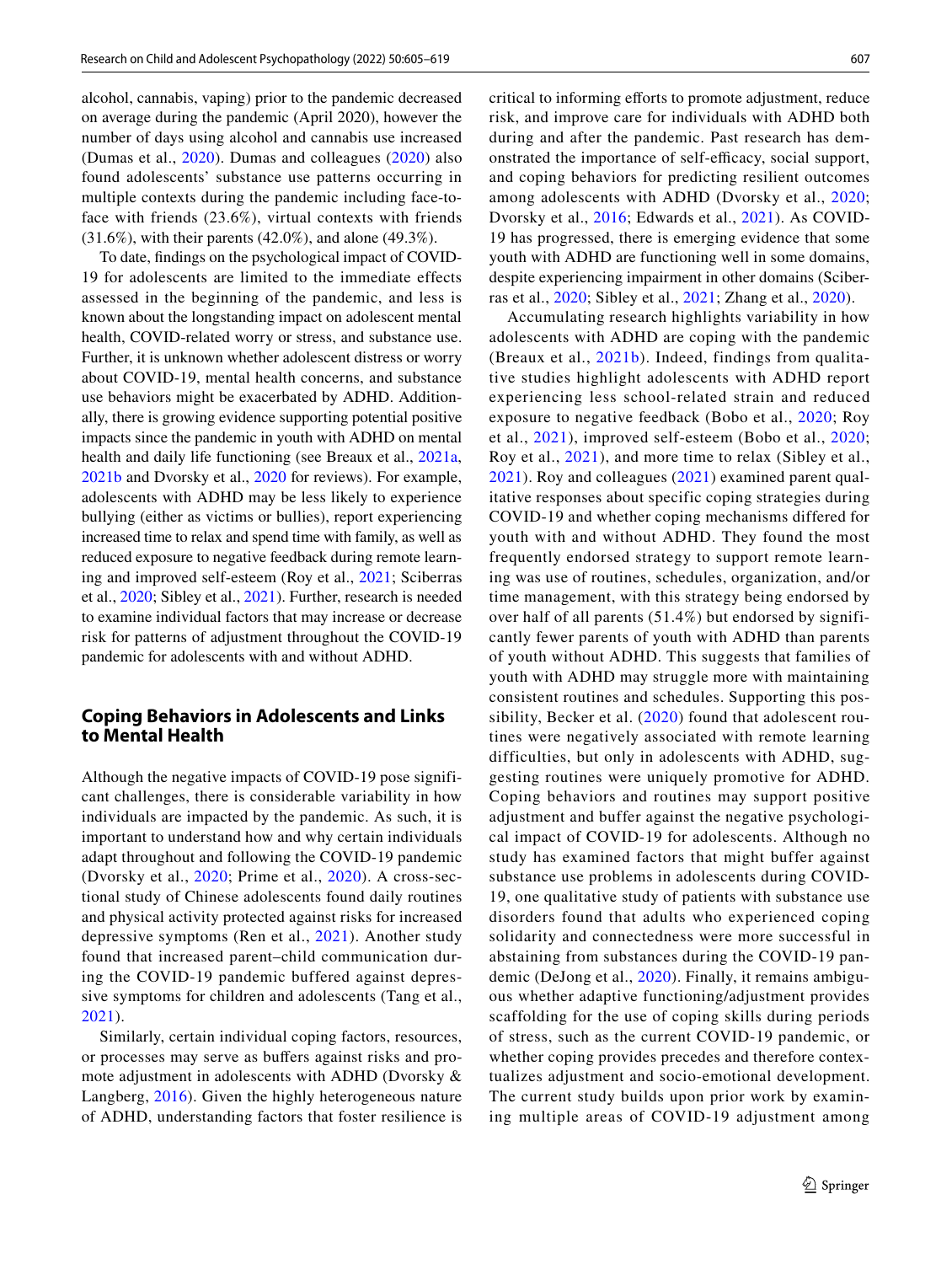alcohol, cannabis, vaping) prior to the pandemic decreased on average during the pandemic (April 2020), however the number of days using alcohol and cannabis use increased (Dumas et al., 2020). Dumas and colleagues (2020) also found adolescents' substance use patterns occurring in multiple contexts during the pandemic including face-to-face with friends (23.6%), virtual contexts with friends (31.6%), with their parents (42.0%), and alone (49.3%).

To date, findings on the psychological impact of COVID-19 for adolescents are limited to the immediate effects assessed in the beginning of the pandemic, and less is known about the longstanding impact on adolescent mental health, COVID-related worry or stress, and substance use. Further, it is unknown whether adolescent distress or worry about COVID-19, mental health concerns, and substance use behaviors might be exacerbated by ADHD. Additionally, there is growing evidence supporting potential positive impacts since the pandemic in youth with ADHD on mental health and daily life functioning (see Breaux et al., 2021a, 2021b and Dvorsky et al., 2020 for reviews). For example, adolescents with ADHD may be less likely to experience bullying (either as victims or bullies), report experiencing increased time to relax and spend time with family, as well as reduced exposure to negative feedback during remote learning and improved self-esteem (Roy et al., 2021; Sciberras et al., 2020; Sibley et al., 2021). Further, research is needed to examine individual factors that may increase or decrease risk for patterns of adjustment throughout the COVID-19 pandemic for adolescents with and without ADHD.

## Coping Behaviors in Adolescents and Links to Mental Health

Although the negative impacts of COVID-19 pose significant challenges, there is considerable variability in how individuals are impacted by the pandemic. As such, it is important to understand how and why certain individuals adapt throughout and following the COVID-19 pandemic (Dvorsky et al., 2020; Prime et al., 2020). A cross-sectional study of Chinese adolescents found daily routines and physical activity protected against risks for increased depressive symptoms (Ren et al., 2021). Another study found that increased parent–child communication during the COVID-19 pandemic buffered against depressive symptoms for children and adolescents (Tang et al., 2021).

Similarly, certain individual coping factors, resources, or processes may serve as buffers against risks and promote adjustment in adolescents with ADHD (Dvorsky & Langberg, 2016). Given the highly heterogeneous nature of ADHD, understanding factors that foster resilience is critical to informing efforts to promote adjustment, reduce risk, and improve care for individuals with ADHD both during and after the pandemic. Past research has demonstrated the importance of self-efficacy, social support, and coping behaviors for predicting resilient outcomes among adolescents with ADHD (Dvorsky et al., 2020; Dvorsky et al., 2016; Edwards et al., 2021). As COVID-19 has progressed, there is emerging evidence that some youth with ADHD are functioning well in some domains, despite experiencing impairment in other domains (Sciberras et al., 2020; Sibley et al., 2021; Zhang et al., 2020).

Accumulating research highlights variability in how adolescents with ADHD are coping with the pandemic (Breaux et al., 2021b). Indeed, findings from qualitative studies highlight adolescents with ADHD report experiencing less school-related strain and reduced exposure to negative feedback (Bobo et al., 2020; Roy et al., 2021), improved self-esteem (Bobo et al., 2020; Roy et al., 2021), and more time to relax (Sibley et al., 2021). Roy and colleagues (2021) examined parent qualitative responses about specific coping strategies during COVID-19 and whether coping mechanisms differed for youth with and without ADHD. They found the most frequently endorsed strategy to support remote learning was use of routines, schedules, organization, and/or time management, with this strategy being endorsed by over half of all parents (51.4%) but endorsed by significantly fewer parents of youth with ADHD than parents of youth without ADHD. This suggests that families of youth with ADHD may struggle more with maintaining consistent routines and schedules. Supporting this possibility, Becker et al. (2020) found that adolescent routines were negatively associated with remote learning difficulties, but only in adolescents with ADHD, suggesting routines were uniquely promotive for ADHD. Coping behaviors and routines may support positive adjustment and buffer against the negative psychological impact of COVID-19 for adolescents. Although no study has examined factors that might buffer against substance use problems in adolescents during COVID-19, one qualitative study of patients with substance use disorders found that adults who experienced coping solidarity and connectedness were more successful in abstaining from substances during the COVID-19 pandemic (DeJong et al., 2020). Finally, it remains ambiguous whether adaptive functioning/adjustment provides scaffolding for the use of coping skills during periods of stress, such as the current COVID-19 pandemic, or whether coping provides precedes and therefore contextualizes adjustment and socio-emotional development. The current study builds upon prior work by examining multiple areas of COVID-19 adjustment among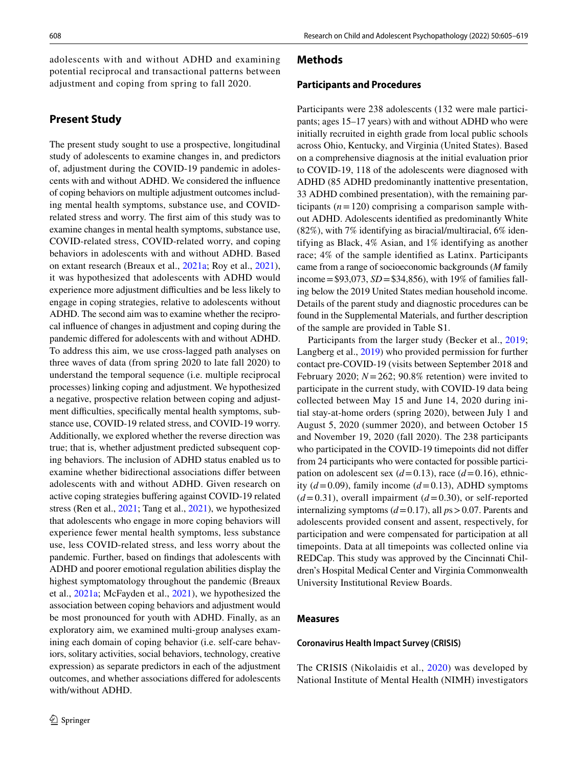adolescents with and without ADHD and examining potential reciprocal and transactional patterns between adjustment and coping from spring to fall 2020.

## Present Study

The present study sought to use a prospective, longitudinal study of adolescents to examine changes in, and predictors of, adjustment during the COVID-19 pandemic in adolescents with and without ADHD. We considered the influence of coping behaviors on multiple adjustment outcomes including mental health symptoms, substance use, and COVID-related stress and worry. The first aim of this study was to examine changes in mental health symptoms, substance use, COVID-related stress, COVID-related worry, and coping behaviors in adolescents with and without ADHD. Based on extant research (Breaux et al., 2021a; Roy et al., 2021), it was hypothesized that adolescents with ADHD would experience more adjustment difficulties and be less likely to engage in coping strategies, relative to adolescents without ADHD. The second aim was to examine whether the reciprocal influence of changes in adjustment and coping during the pandemic differed for adolescents with and without ADHD. To address this aim, we use cross-lagged path analyses on three waves of data (from spring 2020 to late fall 2020) to understand the temporal sequence (i.e. multiple reciprocal processes) linking coping and adjustment. We hypothesized a negative, prospective relation between coping and adjustment difficulties, specifically mental health symptoms, substance use, COVID-19 related stress, and COVID-19 worry. Additionally, we explored whether the reverse direction was true; that is, whether adjustment predicted subsequent coping behaviors. The inclusion of ADHD status enabled us to examine whether bidirectional associations differ between adolescents with and without ADHD. Given research on active coping strategies buffering against COVID-19 related stress (Ren et al., 2021; Tang et al., 2021), we hypothesized that adolescents who engage in more coping behaviors will experience fewer mental health symptoms, less substance use, less COVID-related stress, and less worry about the pandemic. Further, based on findings that adolescents with ADHD and poorer emotional regulation abilities display the highest symptomatology throughout the pandemic (Breaux et al., 2021a; McFayden et al., 2021), we hypothesized the association between coping behaviors and adjustment would be most pronounced for youth with ADHD. Finally, as an exploratory aim, we examined multi-group analyses examining each domain of coping behavior (i.e. self-care behaviors, solitary activities, social behaviors, technology, creative expression) as separate predictors in each of the adjustment outcomes, and whether associations differed for adolescents with/without ADHD.

## Methods

### Participants and Procedures

Participants were 238 adolescents (132 were male participants; ages 15–17 years) with and without ADHD who were initially recruited in eighth grade from local public schools across Ohio, Kentucky, and Virginia (United States). Based on a comprehensive diagnosis at the initial evaluation prior to COVID-19, 118 of the adolescents were diagnosed with ADHD (85 ADHD predominantly inattentive presentation, 33 ADHD combined presentation), with the remaining participants ($n = 120$) comprising a comparison sample without ADHD. Adolescents identified as predominantly White (82%), with 7% identifying as biracial/multiracial, 6% identifying as Black, 4% Asian, and 1% identifying as another race; 4% of the sample identified as Latinx. Participants came from a range of socioeconomic backgrounds (*M* family income = \$93,073, *SD* = \$34,856), with 19% of families falling below the 2019 United States median household income. Details of the parent study and diagnostic procedures can be found in the Supplemental Materials, and further description of the sample are provided in Table S1.

Participants from the larger study (Becker et al., 2019; Langberg et al., 2019) who provided permission for further contact pre-COVID-19 (visits between September 2018 and February 2020; $N = 262$; 90.8% retention) were invited to participate in the current study, with COVID-19 data being collected between May 15 and June 14, 2020 during initial stay-at-home orders (spring 2020), between July 1 and August 5, 2020 (summer 2020), and between October 15 and November 19, 2020 (fall 2020). The 238 participants who participated in the COVID-19 timepoints did not differ from 24 participants who were contacted for possible participation on adolescent sex ($d = 0.13$), race ($d = 0.16$), ethnicity ($d = 0.09$), family income ($d = 0.13$), ADHD symptoms ($d = 0.31$), overall impairment ($d = 0.30$), or self-reported internalizing symptoms ($d = 0.17$), all $ps > 0.07$. Parents and adolescents provided consent and assent, respectively, for participation and were compensated for participation at all timepoints. Data at all timepoints was collected online via REDCap. This study was approved by the Cincinnati Children's Hospital Medical Center and Virginia Commonwealth University Institutional Review Boards.

### Measures

#### Coronavirus Health Impact Survey (CRISIS)

The CRISIS (Nikolaidis et al., 2020) was developed by National Institute of Mental Health (NIMH) investigators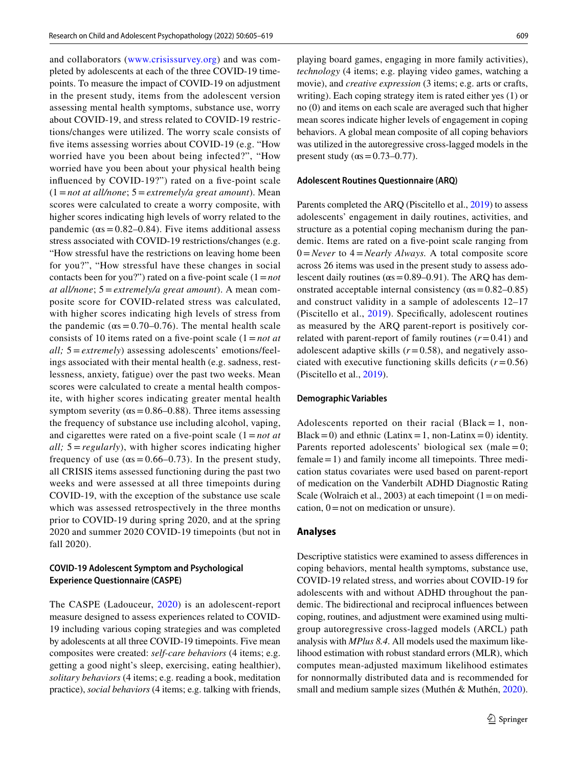and collaborators (www.crisissurvey.org) and was completed by adolescents at each of the three COVID-19 timepoints. To measure the impact of COVID-19 on adjustment in the present study, items from the adolescent version assessing mental health symptoms, substance use, worry about COVID-19, and stress related to COVID-19 restrictions/changes were utilized. The worry scale consists of five items assessing worries about COVID-19 (e.g. "How worried have you been about being infected?", "How worried have you been about your physical health being influenced by COVID-19?") rated on a five-point scale (1 = *not at all/none*; 5 = *extremely/a great amount*). Mean scores were calculated to create a worry composite, with higher scores indicating high levels of worry related to the pandemic (αs = 0.82–0.84). Five items additional assess stress associated with COVID-19 restrictions/changes (e.g. "How stressful have the restrictions on leaving home been for you?", "How stressful have these changes in social contacts been for you?") rated on a five-point scale (1 = *not at all/none*; 5 = *extremely/a great amount*). A mean composite score for COVID-related stress was calculated, with higher scores indicating high levels of stress from the pandemic (αs = 0.70–0.76). The mental health scale consists of 10 items rated on a five-point scale (1 = *not at all;* 5 = *extremely*) assessing adolescents' emotions/feelings associated with their mental health (e.g. sadness, restlessness, anxiety, fatigue) over the past two weeks. Mean scores were calculated to create a mental health composite, with higher scores indicating greater mental health symptom severity (αs = 0.86–0.88). Three items assessing the frequency of substance use including alcohol, vaping, and cigarettes were rated on a five-point scale (1 = *not at all;* 5 = *regularly*), with higher scores indicating higher frequency of use (αs = 0.66–0.73). In the present study, all CRISIS items assessed functioning during the past two weeks and were assessed at all three timepoints during COVID-19, with the exception of the substance use scale which was assessed retrospectively in the three months prior to COVID-19 during spring 2020, and at the spring 2020 and summer 2020 COVID-19 timepoints (but not in fall 2020).

#### COVID-19 Adolescent Symptom and Psychological Experience Questionnaire (CASPE)

The CASPE (Ladouceur, 2020) is an adolescent-report measure designed to assess experiences related to COVID-19 including various coping strategies and was completed by adolescents at all three COVID-19 timepoints. Five mean composites were created: *self-care behaviors* (4 items; e.g. getting a good night's sleep, exercising, eating healthier), *solitary behaviors* (4 items; e.g. reading a book, meditation practice), *social behaviors* (4 items; e.g. talking with friends, playing board games, engaging in more family activities), *technology* (4 items; e.g. playing video games, watching a movie), and *creative expression* (3 items; e.g. arts or crafts, writing). Each coping strategy item is rated either yes (1) or no (0) and items on each scale are averaged such that higher mean scores indicate higher levels of engagement in coping behaviors. A global mean composite of all coping behaviors was utilized in the autoregressive cross-lagged models in the present study (αs = 0.73–0.77).

#### Adolescent Routines Questionnaire (ARQ)

Parents completed the ARQ (Piscitello et al., 2019) to assess adolescents' engagement in daily routines, activities, and structure as a potential coping mechanism during the pandemic. Items are rated on a five-point scale ranging from 0 = *Never* to 4 = *Nearly Always.* A total composite score across 26 items was used in the present study to assess adolescent daily routines (αs = 0.89–0.91). The ARQ has demonstrated acceptable internal consistency (αs = 0.82–0.85) and construct validity in a sample of adolescents 12–17 (Piscitello et al., 2019). Specifically, adolescent routines as measured by the ARQ parent-report is positively correlated with parent-report of family routines ($r$ = 0.41) and adolescent adaptive skills ($r$ = 0.58), and negatively associated with executive functioning skills deficits ($r$ = 0.56) (Piscitello et al., 2019).

#### Demographic Variables

Adolescents reported on their racial (Black = 1, non-Black = 0) and ethnic (Latinx = 1, non-Latinx = 0) identity. Parents reported adolescents' biological sex (male = 0; female = 1) and family income all timepoints. Three medication status covariates were used based on parent-report of medication on the Vanderbilt ADHD Diagnostic Rating Scale (Wolraich et al., 2003) at each timepoint (1 = on medication, 0 = not on medication or unsure).

### Analyses

Descriptive statistics were examined to assess differences in coping behaviors, mental health symptoms, substance use, COVID-19 related stress, and worries about COVID-19 for adolescents with and without ADHD throughout the pandemic. The bidirectional and reciprocal influences between coping, routines, and adjustment were examined using multi-group autoregressive cross-lagged models (ARCL) path analysis with *MPlus 8.4*. All models used the maximum likelihood estimation with robust standard errors (MLR), which computes mean-adjusted maximum likelihood estimates for nonnormally distributed data and is recommended for small and medium sample sizes (Muthén & Muthén, 2020).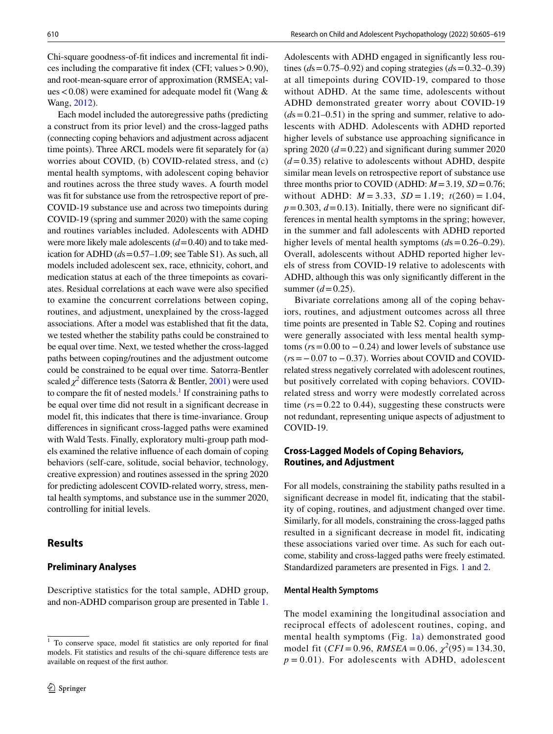Chi-square goodness-of-fit indices and incremental fit indices including the comparative fit index (CFI; values > 0.90), and root-mean-square error of approximation (RMSEA; values < 0.08) were examined for adequate model fit (Wang & Wang, 2012).

Each model included the autoregressive paths (predicting a construct from its prior level) and the cross-lagged paths (connecting coping behaviors and adjustment across adjacent time points). Three ARCL models were fit separately for (a) worries about COVID, (b) COVID-related stress, and (c) mental health symptoms, with adolescent coping behavior and routines across the three study waves. A fourth model was fit for substance use from the retrospective report of pre-COVID-19 substance use and across two timepoints during COVID-19 (spring and summer 2020) with the same coping and routines variables included. Adolescents with ADHD were more likely male adolescents ($d$ = 0.40) and to take medication for ADHD ($d$s = 0.57–1.09; see Table S1). As such, all models included adolescent sex, race, ethnicity, cohort, and medication status at each of the three timepoints as covariates. Residual correlations at each wave were also specified to examine the concurrent correlations between coping, routines, and adjustment, unexplained by the cross-lagged associations. After a model was established that fit the data, we tested whether the stability paths could be constrained to be equal over time. Next, we tested whether the cross-lagged paths between coping/routines and the adjustment outcome could be constrained to be equal over time. Satorra-Bentler scaled $\chi^2$ difference tests (Satorra & Bentler, 2001) were used to compare the fit of nested models.[1] If constraining paths to be equal over time did not result in a significant decrease in model fit, this indicates that there is time-invariance. Group differences in significant cross-lagged paths were examined with Wald Tests. Finally, exploratory multi-group path models examined the relative influence of each domain of coping behaviors (self-care, solitude, social behavior, technology, creative expression) and routines assessed in the spring 2020 for predicting adolescent COVID-related worry, stress, mental health symptoms, and substance use in the summer 2020, controlling for initial levels.

## Results

### Preliminary Analyses

Descriptive statistics for the total sample, ADHD group, and non-ADHD comparison group are presented in Table 1. Adolescents with ADHD engaged in significantly less routines ($d$s = 0.75–0.92) and coping strategies ($d$s = 0.32–0.39) at all timepoints during COVID-19, compared to those without ADHD. At the same time, adolescents without ADHD demonstrated greater worry about COVID-19 ($d$s = 0.21–0.51) in the spring and summer, relative to adolescents with ADHD. Adolescents with ADHD reported higher levels of substance use approaching significance in spring 2020 ($d$ = 0.22) and significant during summer 2020 ($d$ = 0.35) relative to adolescents without ADHD, despite similar mean levels on retrospective report of substance use three months prior to COVID (ADHD: $M$ = 3.19, $SD$ = 0.76; without ADHD: $M$ = 3.33, $SD$ = 1.19; $t(260) = 1.04$, $p = 0.303$, $d = 0.13$). Initially, there were no significant differences in mental health symptoms in the spring; however, in the summer and fall adolescents with ADHD reported higher levels of mental health symptoms ($d$s = 0.26–0.29). Overall, adolescents without ADHD reported higher levels of stress from COVID-19 relative to adolescents with ADHD, although this was only significantly different in the summer ($d$ = 0.25).

Bivariate correlations among all of the coping behaviors, routines, and adjustment outcomes across all three time points are presented in Table S2. Coping and routines were generally associated with less mental health symptoms ($r$s = 0.00 to −0.24) and lower levels of substance use ($r$s = −0.07 to −0.37). Worries about COVID and COVID-related stress negatively correlated with adolescent routines, but positively correlated with coping behaviors. COVID-related stress and worry were modestly correlated across time ($r$s = 0.22 to 0.44), suggesting these constructs were not redundant, representing unique aspects of adjustment to COVID-19.

### Cross-Lagged Models of Coping Behaviors, Routines, and Adjustment

For all models, constraining the stability paths resulted in a significant decrease in model fit, indicating that the stability of coping, routines, and adjustment changed over time. Similarly, for all models, constraining the cross-lagged paths resulted in a significant decrease in model fit, indicating these associations varied over time. As such for each outcome, stability and cross-lagged paths were freely estimated. Standardized parameters are presented in Figs. 1 and 2.

#### Mental Health Symptoms

The model examining the longitudinal association and reciprocal effects of adolescent routines, coping, and mental health symptoms (Fig. 1a) demonstrated good model fit ($CFI = 0.96$, $RMSEA = 0.06$, $\chi^2(95) = 134.30$, $p = 0.01$). For adolescents with ADHD, adolescent

---

[1] To conserve space, model fit statistics are only reported for final models. Fit statistics and results of the chi-square difference tests are available on request of the first author.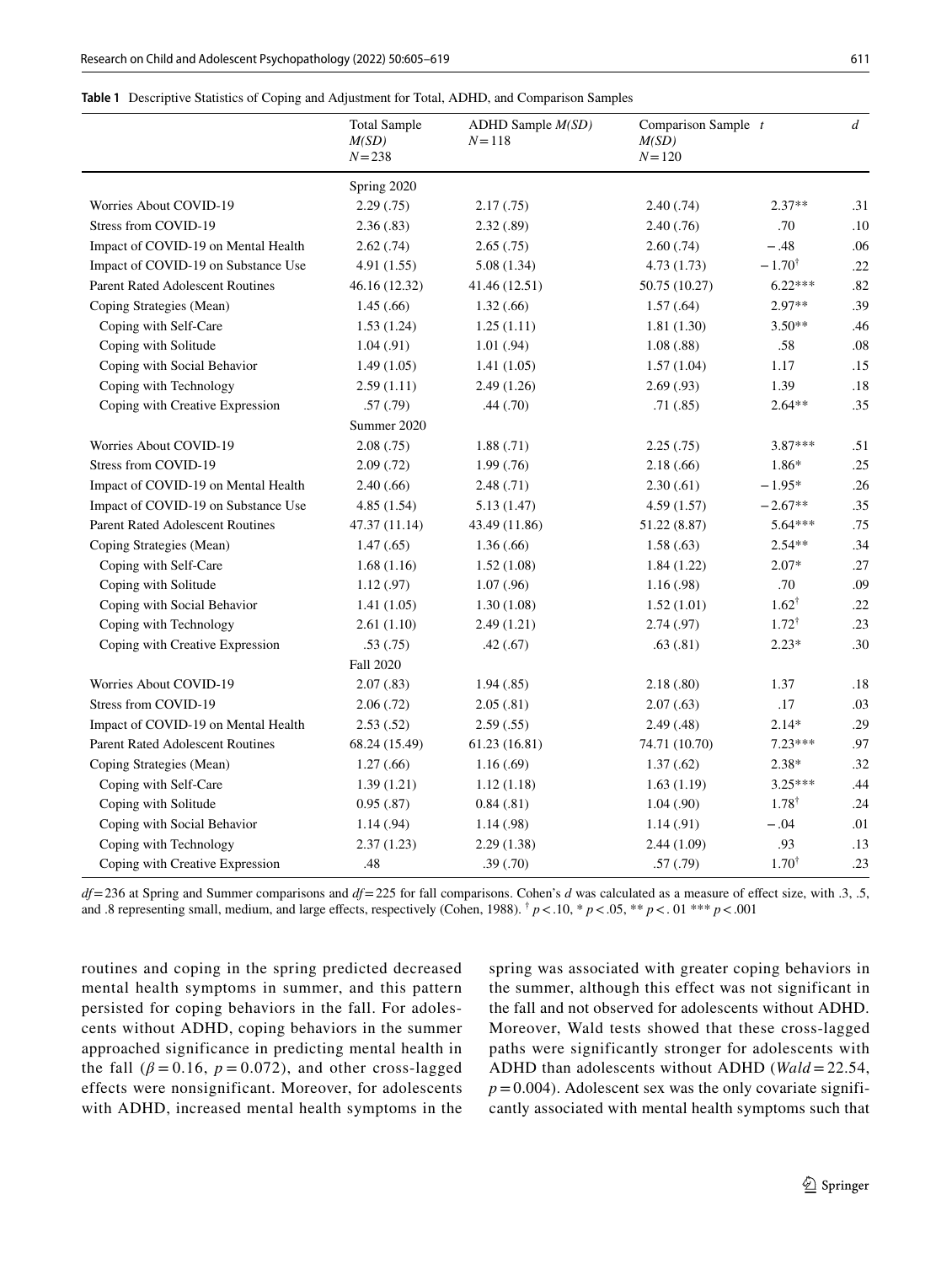**Table 1** Descriptive Statistics of Coping and Adjustment for Total, ADHD, and Comparison Samples

| | Total Sample $M(SD)$ $N=238$ | ADHD Sample $M(SD)$ $N=118$ | Comparison Sample $M(SD)$ $N=120$ | $t$ | $d$ |
|---|---|---|---|---|---|
| | Spring 2020 | | | | |
| Worries About COVID-19 | 2.29 (.75) | 2.17 (.75) | 2.40 (.74) | 2.37** | .31 |
| Stress from COVID-19 | 2.36 (.83) | 2.32 (.89) | 2.40 (.76) | .70 | .10 |
| Impact of COVID-19 on Mental Health | 2.62 (.74) | 2.65 (.75) | 2.60 (.74) | −.48 | .06 |
| Impact of COVID-19 on Substance Use | 4.91 (1.55) | 5.08 (1.34) | 4.73 (1.73) | −1.70[†] | .22 |
| Parent Rated Adolescent Routines | 46.16 (12.32) | 41.46 (12.51) | 50.75 (10.27) | 6.22*** | .82 |
| Coping Strategies (Mean) | 1.45 (.66) | 1.32 (.66) | 1.57 (.64) | 2.97** | .39 |
| Coping with Self-Care | 1.53 (1.24) | 1.25 (1.11) | 1.81 (1.30) | 3.50** | .46 |
| Coping with Solitude | 1.04 (.91) | 1.01 (.94) | 1.08 (.88) | .58 | .08 |
| Coping with Social Behavior | 1.49 (1.05) | 1.41 (1.05) | 1.57 (1.04) | 1.17 | .15 |
| Coping with Technology | 2.59 (1.11) | 2.49 (1.26) | 2.69 (.93) | 1.39 | .18 |
| Coping with Creative Expression | .57 (.79) | .44 (.70) | .71 (.85) | 2.64** | .35 |
| | Summer 2020 | | | | |
| Worries About COVID-19 | 2.08 (.75) | 1.88 (.71) | 2.25 (.75) | 3.87*** | .51 |
| Stress from COVID-19 | 2.09 (.72) | 1.99 (.76) | 2.18 (.66) | 1.86* | .25 |
| Impact of COVID-19 on Mental Health | 2.40 (.66) | 2.48 (.71) | 2.30 (.61) | −1.95* | .26 |
| Impact of COVID-19 on Substance Use | 4.85 (1.54) | 5.13 (1.47) | 4.59 (1.57) | −2.67** | .35 |
| Parent Rated Adolescent Routines | 47.37 (11.14) | 43.49 (11.86) | 51.22 (8.87) | 5.64*** | .75 |
| Coping Strategies (Mean) | 1.47 (.65) | 1.36 (.66) | 1.58 (.63) | 2.54** | .34 |
| Coping with Self-Care | 1.68 (1.16) | 1.52 (1.08) | 1.84 (1.22) | 2.07* | .27 |
| Coping with Solitude | 1.12 (.97) | 1.07 (.96) | 1.16 (.98) | .70 | .09 |
| Coping with Social Behavior | 1.41 (1.05) | 1.30 (1.08) | 1.52 (1.01) | 1.62[†] | .22 |
| Coping with Technology | 2.61 (1.10) | 2.49 (1.21) | 2.74 (.97) | 1.72[†] | .23 |
| Coping with Creative Expression | .53 (.75) | .42 (.67) | .63 (.81) | 2.23* | .30 |
| | Fall 2020 | | | | |
| Worries About COVID-19 | 2.07 (.83) | 1.94 (.85) | 2.18 (.80) | 1.37 | .18 |
| Stress from COVID-19 | 2.06 (.72) | 2.05 (.81) | 2.07 (.63) | .17 | .03 |
| Impact of COVID-19 on Mental Health | 2.53 (.52) | 2.59 (.55) | 2.49 (.48) | 2.14* | .29 |
| Parent Rated Adolescent Routines | 68.24 (15.49) | 61.23 (16.81) | 74.71 (10.70) | 7.23*** | .97 |
| Coping Strategies (Mean) | 1.27 (.66) | 1.16 (.69) | 1.37 (.62) | 2.38* | .32 |
| Coping with Self-Care | 1.39 (1.21) | 1.12 (1.18) | 1.63 (1.19) | 3.25*** | .44 |
| Coping with Solitude | 0.95 (.87) | 0.84 (.81) | 1.04 (.90) | 1.78[†] | .24 |
| Coping with Social Behavior | 1.14 (.94) | 1.14 (.98) | 1.14 (.91) | −.04 | .01 |
| Coping with Technology | 2.37 (1.23) | 2.29 (1.38) | 2.44 (1.09) | .93 | .13 |
| Coping with Creative Expression | .48 | .39 (.70) | .57 (.79) | 1.70[†] | .23 |

$df=236$ at Spring and Summer comparisons and $df=225$ for fall comparisons. Cohen's $d$ was calculated as a measure of effect size, with .3, .5, and .8 representing small, medium, and large effects, respectively (Cohen, 1988). [†] $p<.10$, * $p<.05$, ** $p<.01$ *** $p<.001$

routines and coping in the spring predicted decreased mental health symptoms in summer, and this pattern persisted for coping behaviors in the fall. For adolescents without ADHD, coping behaviors in the summer approached significance in predicting mental health in the fall ($\beta=0.16$, $p=0.072$), and other cross-lagged effects were nonsignificant. Moreover, for adolescents with ADHD, increased mental health symptoms in the spring was associated with greater coping behaviors in the summer, although this effect was not significant in the fall and not observed for adolescents without ADHD. Moreover, Wald tests showed that these cross-lagged paths were significantly stronger for adolescents with ADHD than adolescents without ADHD ($Wald=22.54$, $p=0.004$). Adolescent sex was the only covariate significantly associated with mental health symptoms such that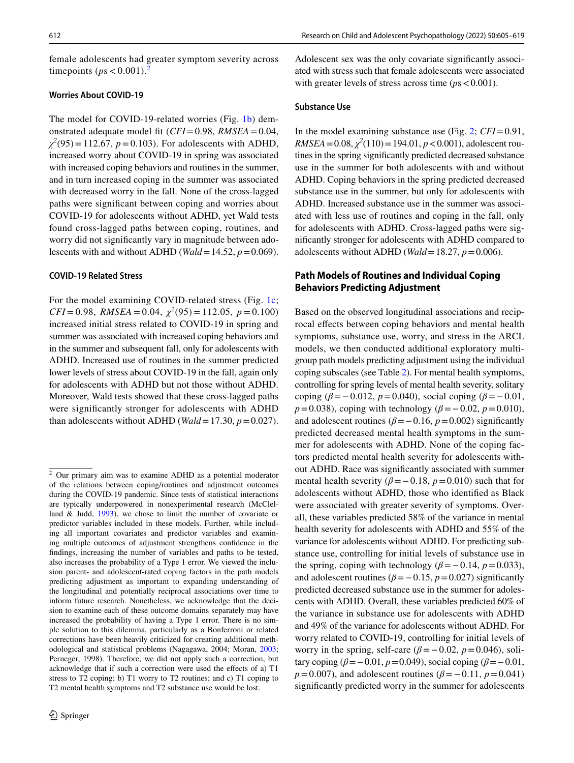female adolescents had greater symptom severity across timepoints ($p$s < 0.001).[2]

#### Worries About COVID-19

The model for COVID-19-related worries (Fig. 1b) demonstrated adequate model fit ($CFI = 0.98$, $RMSEA = 0.04$, $\chi^2(95) = 112.67$, $p = 0.103$). For adolescents with ADHD, increased worry about COVID-19 in spring was associated with increased coping behaviors and routines in the summer, and in turn increased coping in the summer was associated with decreased worry in the fall. None of the cross-lagged paths were significant between coping and worries about COVID-19 for adolescents without ADHD, yet Wald tests found cross-lagged paths between coping, routines, and worry did not significantly vary in magnitude between adolescents with and without ADHD ($Wald = 14.52$, $p = 0.069$).

#### COVID-19 Related Stress

For the model examining COVID-related stress (Fig. 1c; $CFI = 0.98$, $RMSEA = 0.04$, $\chi^2(95) = 112.05$, $p = 0.100$) increased initial stress related to COVID-19 in spring and summer was associated with increased coping behaviors and in the summer and subsequent fall, only for adolescents with ADHD. Increased use of routines in the summer predicted lower levels of stress about COVID-19 in the fall, again only for adolescents with ADHD but not those without ADHD. Moreover, Wald tests showed that these cross-lagged paths were significantly stronger for adolescents with ADHD than adolescents without ADHD ($Wald = 17.30$, $p = 0.027$). Adolescent sex was the only covariate significantly associated with stress such that female adolescents were associated with greater levels of stress across time ($p$s < 0.001).

#### Substance Use

In the model examining substance use (Fig. 2; $CFI = 0.91$, $RMSEA = 0.08$, $\chi^2(110) = 194.01$, $p < 0.001$), adolescent routines in the spring significantly predicted decreased substance use in the summer for both adolescents with and without ADHD. Coping behaviors in the spring predicted decreased substance use in the summer, but only for adolescents with ADHD. Increased substance use in the summer was associated with less use of routines and coping in the fall, only for adolescents with ADHD. Cross-lagged paths were significantly stronger for adolescents with ADHD compared to adolescents without ADHD ($Wald = 18.27$, $p = 0.006$).

### Path Models of Routines and Individual Coping Behaviors Predicting Adjustment

Based on the observed longitudinal associations and reciprocal effects between coping behaviors and mental health symptoms, substance use, worry, and stress in the ARCL models, we then conducted additional exploratory multigroup path models predicting adjustment using the individual coping subscales (see Table 2). For mental health symptoms, controlling for spring levels of mental health severity, solitary coping ($\beta = -0.012$, $p = 0.040$), social coping ($\beta = -0.01$, $p = 0.038$), coping with technology ($\beta = -0.02$, $p = 0.010$), and adolescent routines ($\beta = -0.16$, $p = 0.002$) significantly predicted decreased mental health symptoms in the summer for adolescents with ADHD. None of the coping factors predicted mental health severity for adolescents without ADHD. Race was significantly associated with summer mental health severity ($\beta = -0.18$, $p = 0.010$) such that for adolescents without ADHD, those who identified as Black were associated with greater severity of symptoms. Overall, these variables predicted 58% of the variance in mental health severity for adolescents with ADHD and 55% of the variance for adolescents without ADHD. For predicting substance use, controlling for initial levels of substance use in the spring, coping with technology ($\beta = -0.14$, $p = 0.033$), and adolescent routines ($\beta = -0.15$, $p = 0.027$) significantly predicted decreased substance use in the summer for adolescents with ADHD. Overall, these variables predicted 60% of the variance in substance use for adolescents with ADHD and 49% of the variance for adolescents without ADHD. For worry related to COVID-19, controlling for initial levels of worry in the spring, self-care ($\beta = -0.02$, $p = 0.046$), solitary coping ($\beta = -0.01$, $p = 0.049$), social coping ($\beta = -0.01$, $p = 0.007$), and adolescent routines ($\beta = -0.11$, $p = 0.041$) significantly predicted worry in the summer for adolescents

[2] Our primary aim was to examine ADHD as a potential moderator of the relations between coping/routines and adjustment outcomes during the COVID-19 pandemic. Since tests of statistical interactions are typically underpowered in nonexperimental research (McClelland & Judd, 1993), we chose to limit the number of covariate or predictor variables included in these models. Further, while including all important covariates and predictor variables and examining multiple outcomes of adjustment strengthens confidence in the findings, increasing the number of variables and paths to be tested, also increases the probability of a Type 1 error. We viewed the inclusion parent- and adolescent-rated coping factors in the path models predicting adjustment as important to expanding understanding of the longitudinal and potentially reciprocal associations over time to inform future research. Nonetheless, we acknowledge that the decision to examine each of these outcome domains separately may have increased the probability of having a Type 1 error. There is no simple solution to this dilemma, particularly as a Bonferroni or related corrections have been heavily criticized for creating additional methodological and statistical problems (Nagagawa, 2004; Moran, 2003; Perneger, 1998). Therefore, we did not apply such a correction, but acknowledge that if such a correction were used the effects of a) T1 stress to T2 coping; b) T1 worry to T2 routines; and c) T1 coping to T2 mental health symptoms and T2 substance use would be lost.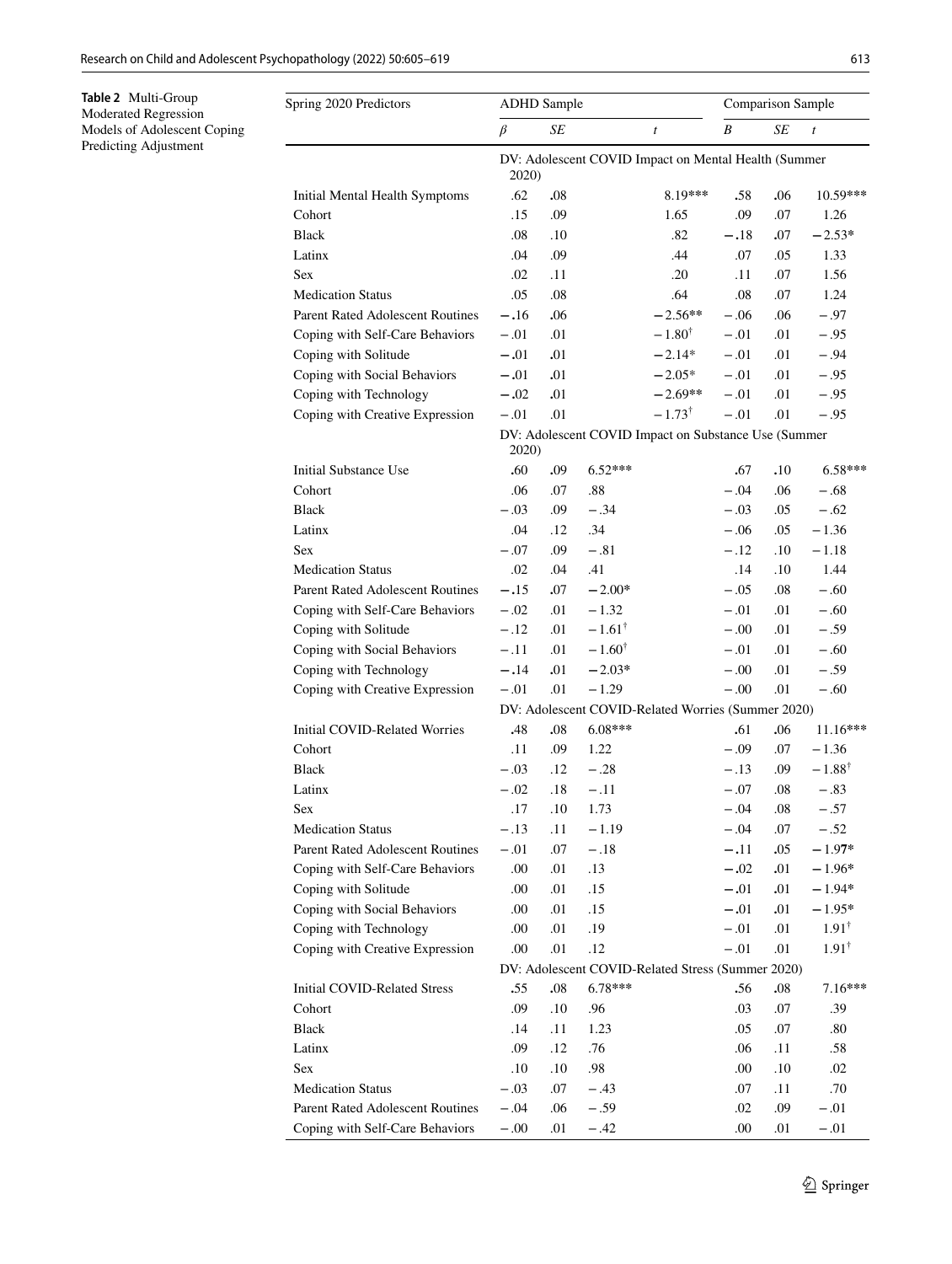**Table 2** Multi-Group Moderated Regression Models of Adolescent Coping Predicting Adjustment

| Spring 2020 Predictors | ADHD Sample | | | Comparison Sample | | |
|---|---|---|---|---|---|---|
| | *β* | *SE* | *t* | *B* | *SE* | *t* |
| | DV: Adolescent COVID Impact on Mental Health (Summer 2020) | | | | | |
| Initial Mental Health Symptoms | .62 | **.**08 | 8.19*** | **.**58 | **.**06 | 10.59*** |
| Cohort | .15 | .09 | 1.65 | .09 | .07 | 1.26 |
| Black | .08 | .10 | .82 | **−.**18 | .07 | **−**2.53* |
| Latinx | .04 | .09 | .44 | .07 | .05 | 1.33 |
| Sex | .02 | .11 | .20 | .11 | .07 | 1.56 |
| Medication Status | .05 | .08 | .64 | .08 | .07 | 1.24 |
| Parent Rated Adolescent Routines | **−.**16 | **.**06 | **−**2.56** | −.06 | .06 | −.97 |
| Coping with Self-Care Behaviors | −.01 | .01 | −1.80$^{\dagger}$ | −.01 | .01 | −.95 |
| Coping with Solitude | **−.**01 | **.**01 | **−**2.14* | −.01 | .01 | −.94 |
| Coping with Social Behaviors | **−.**01 | **.**01 | **−**2.05* | −.01 | .01 | −.95 |
| Coping with Technology | **−.**02 | **.**01 | **−**2.69** | −.01 | .01 | −.95 |
| Coping with Creative Expression | −.01 | .01 | −1.73$^{\dagger}$ | −.01 | .01 | −.95 |
| | DV: Adolescent COVID Impact on Substance Use (Summer 2020) | | | | | |
| Initial Substance Use | **.**60 | **.**09 | 6.52*** | **.**67 | **.**10 | 6.58*** |
| Cohort | .06 | .07 | .88 | −.04 | .06 | −.68 |
| Black | −.03 | .09 | −.34 | −.03 | .05 | −.62 |
| Latinx | .04 | .12 | .34 | −.06 | .05 | −1.36 |
| Sex | −.07 | .09 | −.81 | −.12 | .10 | −1.18 |
| Medication Status | .02 | .04 | .41 | .14 | .10 | 1.44 |
| Parent Rated Adolescent Routines | **−.**15 | **.**07 | **−**2.00* | −.05 | .08 | −.60 |
| Coping with Self-Care Behaviors | −.02 | .01 | −1.32 | −.01 | .01 | −.60 |
| Coping with Solitude | −.12 | .01 | −1.61$^{\dagger}$ | −.00 | .01 | −.59 |
| Coping with Social Behaviors | −.11 | .01 | −1.60$^{\dagger}$ | −.01 | .01 | −.60 |
| Coping with Technology | **−.**14 | **.**01 | **−**2.03* | −.00 | .01 | −.59 |
| Coping with Creative Expression | −.01 | .01 | −1.29 | −.00 | .01 | −.60 |
| | DV: Adolescent COVID-Related Worries (Summer 2020) | | | | | |
| Initial COVID-Related Worries | **.**48 | **.**08 | 6.08*** | **.**61 | **.**06 | 11.16*** |
| Cohort | .11 | .09 | 1.22 | −.09 | .07 | −1.36 |
| Black | −.03 | .12 | −.28 | −.13 | .09 | −1.88$^{\dagger}$ |
| Latinx | −.02 | .18 | −.11 | −.07 | .08 | −.83 |
| Sex | .17 | .10 | 1.73 | −.04 | .08 | −.57 |
| Medication Status | −.13 | .11 | −1.19 | −.04 | .07 | −.52 |
| Parent Rated Adolescent Routines | −.01 | .07 | −.18 | **−.**11 | **.**05 | **−**1.97* |
| Coping with Self-Care Behaviors | .00 | .01 | .13 | **−.**02 | **.**01 | **−**1.96* |
| Coping with Solitude | .00 | .01 | .15 | **−.**01 | **.**01 | **−**1.94* |
| Coping with Social Behaviors | .00 | .01 | .15 | **−.**01 | **.**01 | **−**1.95* |
| Coping with Technology | .00 | .01 | .19 | −.01 | .01 | 1.91$^{\dagger}$ |
| Coping with Creative Expression | .00 | .01 | .12 | −.01 | .01 | 1.91$^{\dagger}$ |
| | DV: Adolescent COVID-Related Stress (Summer 2020) | | | | | |
| Initial COVID-Related Stress | **.**55 | **.**08 | 6.78*** | **.**56 | **.**08 | 7.16*** |
| Cohort | .09 | .10 | .96 | .03 | .07 | .39 |
| Black | .14 | .11 | 1.23 | .05 | .07 | .80 |
| Latinx | .09 | .12 | .76 | .06 | .11 | .58 |
| Sex | .10 | .10 | .98 | .00 | .10 | .02 |
| Medication Status | −.03 | .07 | −.43 | .07 | .11 | .70 |
| Parent Rated Adolescent Routines | −.04 | .06 | −.59 | .02 | .09 | −.01 |
| Coping with Self-Care Behaviors | −.00 | .01 | −.42 | .00 | .01 | −.01 |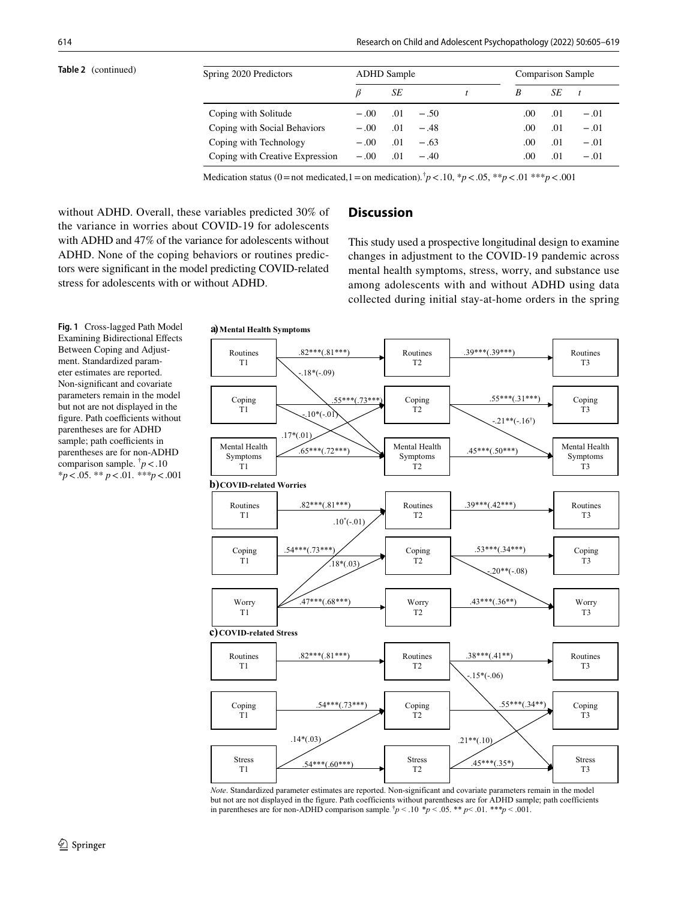**Table 2** (continued)

| Spring 2020 Predictors | ADHD Sample | | | Comparison Sample | | |
|---|---|---|---|---|---|---|
| | *β* | *SE* | *t* | *B* | *SE* | *t* |
| Coping with Solitude | − .00 | .01 | − .50 | .00 | .01 | − .01 |
| Coping with Social Behaviors | − .00 | .01 | − .48 | .00 | .01 | − .01 |
| Coping with Technology | − .00 | .01 | − .63 | .00 | .01 | − .01 |
| Coping with Creative Expression | − .00 | .01 | − .40 | .00 | .01 | − .01 |

Medication status (0 = not medicated, 1 = on medication). $^{\dagger}p < .10$, $^{*}p < .05$, $^{**}p < .01$ $^{***}p < .001$

without ADHD. Overall, these variables predicted 30% of the variance in worries about COVID-19 for adolescents with ADHD and 47% of the variance for adolescents without ADHD. None of the coping behaviors or routines predictors were significant in the model predicting COVID-related stress for adolescents with or without ADHD.

## Discussion

This study used a prospective longitudinal design to examine changes in adjustment to the COVID-19 pandemic across mental health symptoms, stress, worry, and substance use among adolescents with and without ADHD using data collected during initial stay-at-home orders in the spring

**Fig. 1** Cross-lagged Path Model Examining Bidirectional Effects Between Coping and Adjustment. Standardized parameter estimates are reported. Non-significant and covariate parameters remain in the model but not are not displayed in the figure. Path coefficients without parentheses are for ADHD sample; path coefficients in parentheses are for non-ADHD comparison sample. $^{\dagger}p < .10$ $^{*}p < .05$. $^{**}$ $p < .01$. $^{***}p < .001$

**a) Mental Health Symptoms**

- Routines T1 → Routines T2: .82***(.81***)
- Routines T2 → Routines T3: .39***(.39***)
- Routines T1 → Mental Health Symptoms T2: -.18*(-.09)
- Coping T1 → Coping T2: .55***(.73***)
- Coping T2 → Coping T3: .55***(.31***)
- Coping T1 → Mental Health Symptoms T2: -.10*(-.01)
- Coping T2 → Mental Health Symptoms T3: -.21**(-.16†)
- Mental Health Symptoms T1 → Coping T2: .17*(.01)
- Mental Health Symptoms T1 → Mental Health Symptoms T2: .65***(.72***)
- Mental Health Symptoms T2 → Mental Health Symptoms T3: .45***(.50***)

**b) COVID-related Worries**

- Routines T1 → Routines T2: .82***(.81***)
- Routines T2 → Routines T3: .39***(.42***)
- Worry T1 → Routines T2: .10*(-.01)
- Coping T1 → Coping T2: .54***(.73***)
- Coping T2 → Coping T3: .53***(.34***)
- Worry T1 → Coping T2: .18*(.03)
- Coping T2 → Worry T3: -.20**(-.08)
- Worry T1 → Worry T2: .47***(.68***)
- Worry T2 → Worry T3: .43***(.36**)

**c) COVID-related Stress**

- Routines T1 → Routines T2: .82***(.81***)
- Routines T2 → Routines T3: .38***(.41**)
- Routines T2 → Stress T3: -.15*(-.06)
- Coping T1 → Coping T2: .54***(.73***)
- Coping T2 → Coping T3: .55***(.34**)
- Stress T1 → Coping T2: .14*(.03)
- Stress T2 → Coping T3: .21**(.10)
- Stress T1 → Stress T2: .54***(.60***)
- Stress T2 → Stress T3: .45***(.35*)

*Note*. Standardized parameter estimates are reported. Non-significant and covariate parameters remain in the model but not are not displayed in the figure. Path coefficients without parentheses are for ADHD sample; path coefficients in parentheses are for non-ADHD comparison sample. $^{\dagger}p < .10$ $^{*}p < .05$. $^{**}$ $p < .01$. $^{***}p < .001$.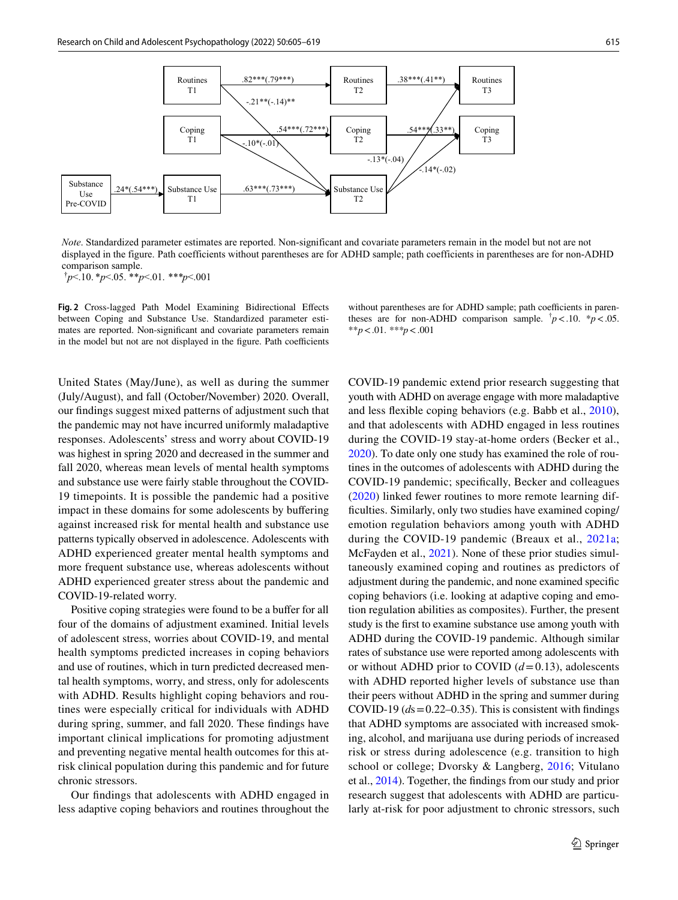*Note*. Standardized parameter estimates are reported. Non-significant and covariate parameters remain in the model but not are not displayed in the figure. Path coefficients without parentheses are for ADHD sample; path coefficients in parentheses are for non-ADHD comparison sample.
[†]$p$<.10. *$p$<.05. **$p$<.01. ***$p$<.001

**Fig. 2** Cross-lagged Path Model Examining Bidirectional Effects between Coping and Substance Use. Standardized parameter estimates are reported. Non-significant and covariate parameters remain in the model but not are not displayed in the figure. Path coefficients without parentheses are for ADHD sample; path coefficients in parentheses are for non-ADHD comparison sample. [†]$p<.10$. *$p<.05$. **$p<.01$. ***$p<.001$

United States (May/June), as well as during the summer (July/August), and fall (October/November) 2020. Overall, our findings suggest mixed patterns of adjustment such that the pandemic may not have incurred uniformly maladaptive responses. Adolescents' stress and worry about COVID-19 was highest in spring 2020 and decreased in the summer and fall 2020, whereas mean levels of mental health symptoms and substance use were fairly stable throughout the COVID-19 timepoints. It is possible the pandemic had a positive impact in these domains for some adolescents by buffering against increased risk for mental health and substance use patterns typically observed in adolescence. Adolescents with ADHD experienced greater mental health symptoms and more frequent substance use, whereas adolescents without ADHD experienced greater stress about the pandemic and COVID-19-related worry.

Positive coping strategies were found to be a buffer for all four of the domains of adjustment examined. Initial levels of adolescent stress, worries about COVID-19, and mental health symptoms predicted increases in coping behaviors and use of routines, which in turn predicted decreased mental health symptoms, worry, and stress, only for adolescents with ADHD. Results highlight coping behaviors and routines were especially critical for individuals with ADHD during spring, summer, and fall 2020. These findings have important clinical implications for promoting adjustment and preventing negative mental health outcomes for this at-risk clinical population during this pandemic and for future chronic stressors.

Our findings that adolescents with ADHD engaged in less adaptive coping behaviors and routines throughout the COVID-19 pandemic extend prior research suggesting that youth with ADHD on average engage with more maladaptive and less flexible coping behaviors (e.g. Babb et al., 2010), and that adolescents with ADHD engaged in less routines during the COVID-19 stay-at-home orders (Becker et al., 2020). To date only one study has examined the role of routines in the outcomes of adolescents with ADHD during the COVID-19 pandemic; specifically, Becker and colleagues (2020) linked fewer routines to more remote learning difficulties. Similarly, only two studies have examined coping/emotion regulation behaviors among youth with ADHD during the COVID-19 pandemic (Breaux et al., 2021a; McFayden et al., 2021). None of these prior studies simultaneously examined coping and routines as predictors of adjustment during the pandemic, and none examined specific coping behaviors (i.e. looking at adaptive coping and emotion regulation abilities as composites). Further, the present study is the first to examine substance use among youth with ADHD during the COVID-19 pandemic. Although similar rates of substance use were reported among adolescents with or without ADHD prior to COVID ($d=0.13$), adolescents with ADHD reported higher levels of substance use than their peers without ADHD in the spring and summer during COVID-19 ($ds=0.22$–$0.35$). This is consistent with findings that ADHD symptoms are associated with increased smoking, alcohol, and marijuana use during periods of increased risk or stress during adolescence (e.g. transition to high school or college; Dvorsky & Langberg, 2016; Vitulano et al., 2014). Together, the findings from our study and prior research suggest that adolescents with ADHD are particularly at-risk for poor adjustment to chronic stressors, such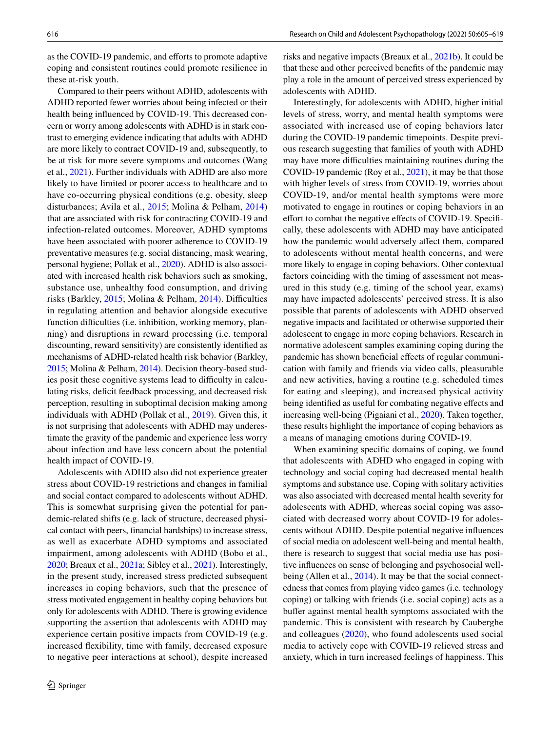as the COVID-19 pandemic, and efforts to promote adaptive coping and consistent routines could promote resilience in these at-risk youth.

Compared to their peers without ADHD, adolescents with ADHD reported fewer worries about being infected or their health being influenced by COVID-19. This decreased concern or worry among adolescents with ADHD is in stark contrast to emerging evidence indicating that adults with ADHD are more likely to contract COVID-19 and, subsequently, to be at risk for more severe symptoms and outcomes (Wang et al., 2021). Further individuals with ADHD are also more likely to have limited or poorer access to healthcare and to have co-occurring physical conditions (e.g. obesity, sleep disturbances; Avila et al., 2015; Molina & Pelham, 2014) that are associated with risk for contracting COVID-19 and infection-related outcomes. Moreover, ADHD symptoms have been associated with poorer adherence to COVID-19 preventative measures (e.g. social distancing, mask wearing, personal hygiene; Pollak et al., 2020). ADHD is also associated with increased health risk behaviors such as smoking, substance use, unhealthy food consumption, and driving risks (Barkley, 2015; Molina & Pelham, 2014). Difficulties in regulating attention and behavior alongside executive function difficulties (i.e. inhibition, working memory, planning) and disruptions in reward processing (i.e. temporal discounting, reward sensitivity) are consistently identified as mechanisms of ADHD-related health risk behavior (Barkley, 2015; Molina & Pelham, 2014). Decision theory-based studies posit these cognitive systems lead to difficulty in calculating risks, deficit feedback processing, and decreased risk perception, resulting in suboptimal decision making among individuals with ADHD (Pollak et al., 2019). Given this, it is not surprising that adolescents with ADHD may underestimate the gravity of the pandemic and experience less worry about infection and have less concern about the potential health impact of COVID-19.

Adolescents with ADHD also did not experience greater stress about COVID-19 restrictions and changes in familial and social contact compared to adolescents without ADHD. This is somewhat surprising given the potential for pandemic-related shifts (e.g. lack of structure, decreased physical contact with peers, financial hardships) to increase stress, as well as exacerbate ADHD symptoms and associated impairment, among adolescents with ADHD (Bobo et al., 2020; Breaux et al., 2021a; Sibley et al., 2021). Interestingly, in the present study, increased stress predicted subsequent increases in coping behaviors, such that the presence of stress motivated engagement in healthy coping behaviors but only for adolescents with ADHD. There is growing evidence supporting the assertion that adolescents with ADHD may experience certain positive impacts from COVID-19 (e.g. increased flexibility, time with family, decreased exposure to negative peer interactions at school), despite increased risks and negative impacts (Breaux et al., 2021b). It could be that these and other perceived benefits of the pandemic may play a role in the amount of perceived stress experienced by adolescents with ADHD.

Interestingly, for adolescents with ADHD, higher initial levels of stress, worry, and mental health symptoms were associated with increased use of coping behaviors later during the COVID-19 pandemic timepoints. Despite previous research suggesting that families of youth with ADHD may have more difficulties maintaining routines during the COVID-19 pandemic (Roy et al., 2021), it may be that those with higher levels of stress from COVID-19, worries about COVID-19, and/or mental health symptoms were more motivated to engage in routines or coping behaviors in an effort to combat the negative effects of COVID-19. Specifically, these adolescents with ADHD may have anticipated how the pandemic would adversely affect them, compared to adolescents without mental health concerns, and were more likely to engage in coping behaviors. Other contextual factors coinciding with the timing of assessment not measured in this study (e.g. timing of the school year, exams) may have impacted adolescents' perceived stress. It is also possible that parents of adolescents with ADHD observed negative impacts and facilitated or otherwise supported their adolescent to engage in more coping behaviors. Research in normative adolescent samples examining coping during the pandemic has shown beneficial effects of regular communication with family and friends via video calls, pleasurable and new activities, having a routine (e.g. scheduled times for eating and sleeping), and increased physical activity being identified as useful for combating negative effects and increasing well-being (Pigaiani et al., 2020). Taken together, these results highlight the importance of coping behaviors as a means of managing emotions during COVID-19.

When examining specific domains of coping, we found that adolescents with ADHD who engaged in coping with technology and social coping had decreased mental health symptoms and substance use. Coping with solitary activities was also associated with decreased mental health severity for adolescents with ADHD, whereas social coping was associated with decreased worry about COVID-19 for adolescents without ADHD. Despite potential negative influences of social media on adolescent well-being and mental health, there is research to suggest that social media use has positive influences on sense of belonging and psychosocial well-being (Allen et al., 2014). It may be that the social connectedness that comes from playing video games (i.e. technology coping) or talking with friends (i.e. social coping) acts as a buffer against mental health symptoms associated with the pandemic. This is consistent with research by Cauberghe and colleagues (2020), who found adolescents used social media to actively cope with COVID-19 relieved stress and anxiety, which in turn increased feelings of happiness. This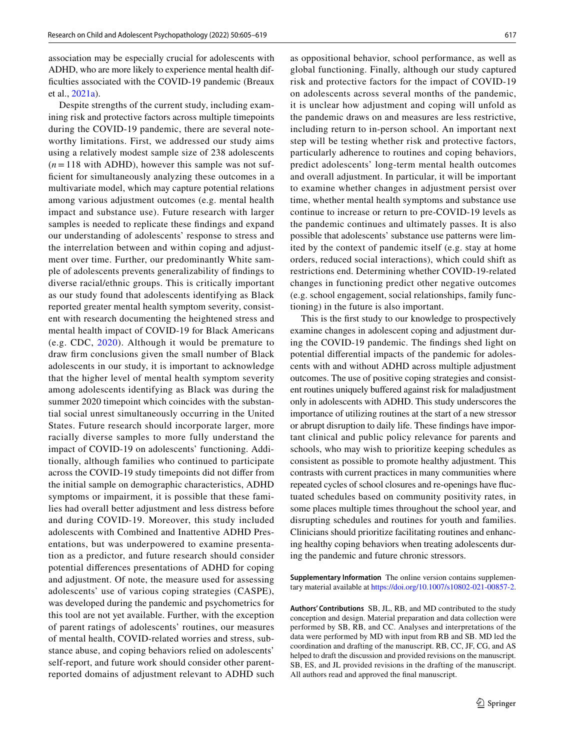association may be especially crucial for adolescents with ADHD, who are more likely to experience mental health difficulties associated with the COVID-19 pandemic (Breaux et al., 2021a).

Despite strengths of the current study, including examining risk and protective factors across multiple timepoints during the COVID-19 pandemic, there are several noteworthy limitations. First, we addressed our study aims using a relatively modest sample size of 238 adolescents ($n = 118$ with ADHD), however this sample was not sufficient for simultaneously analyzing these outcomes in a multivariate model, which may capture potential relations among various adjustment outcomes (e.g. mental health impact and substance use). Future research with larger samples is needed to replicate these findings and expand our understanding of adolescents' response to stress and the interrelation between and within coping and adjustment over time. Further, our predominantly White sample of adolescents prevents generalizability of findings to diverse racial/ethnic groups. This is critically important as our study found that adolescents identifying as Black reported greater mental health symptom severity, consistent with research documenting the heightened stress and mental health impact of COVID-19 for Black Americans (e.g. CDC, 2020). Although it would be premature to draw firm conclusions given the small number of Black adolescents in our study, it is important to acknowledge that the higher level of mental health symptom severity among adolescents identifying as Black was during the summer 2020 timepoint which coincides with the substantial social unrest simultaneously occurring in the United States. Future research should incorporate larger, more racially diverse samples to more fully understand the impact of COVID-19 on adolescents' functioning. Additionally, although families who continued to participate across the COVID-19 study timepoints did not differ from the initial sample on demographic characteristics, ADHD symptoms or impairment, it is possible that these families had overall better adjustment and less distress before and during COVID-19. Moreover, this study included adolescents with Combined and Inattentive ADHD Presentations, but was underpowered to examine presentation as a predictor, and future research should consider potential differences presentations of ADHD for coping and adjustment. Of note, the measure used for assessing adolescents' use of various coping strategies (CASPE), was developed during the pandemic and psychometrics for this tool are not yet available. Further, with the exception of parent ratings of adolescents' routines, our measures of mental health, COVID-related worries and stress, substance abuse, and coping behaviors relied on adolescents' self-report, and future work should consider other parent-reported domains of adjustment relevant to ADHD such as oppositional behavior, school performance, as well as global functioning. Finally, although our study captured risk and protective factors for the impact of COVID-19 on adolescents across several months of the pandemic, it is unclear how adjustment and coping will unfold as the pandemic draws on and measures are less restrictive, including return to in-person school. An important next step will be testing whether risk and protective factors, particularly adherence to routines and coping behaviors, predict adolescents' long-term mental health outcomes and overall adjustment. In particular, it will be important to examine whether changes in adjustment persist over time, whether mental health symptoms and substance use continue to increase or return to pre-COVID-19 levels as the pandemic continues and ultimately passes. It is also possible that adolescents' substance use patterns were limited by the context of pandemic itself (e.g. stay at home orders, reduced social interactions), which could shift as restrictions end. Determining whether COVID-19-related changes in functioning predict other negative outcomes (e.g. school engagement, social relationships, family functioning) in the future is also important.

This is the first study to our knowledge to prospectively examine changes in adolescent coping and adjustment during the COVID-19 pandemic. The findings shed light on potential differential impacts of the pandemic for adolescents with and without ADHD across multiple adjustment outcomes. The use of positive coping strategies and consistent routines uniquely buffered against risk for maladjustment only in adolescents with ADHD. This study underscores the importance of utilizing routines at the start of a new stressor or abrupt disruption to daily life. These findings have important clinical and public policy relevance for parents and schools, who may wish to prioritize keeping schedules as consistent as possible to promote healthy adjustment. This contrasts with current practices in many communities where repeated cycles of school closures and re-openings have fluctuated schedules based on community positivity rates, in some places multiple times throughout the school year, and disrupting schedules and routines for youth and families. Clinicians should prioritize facilitating routines and enhancing healthy coping behaviors when treating adolescents during the pandemic and future chronic stressors.

**Supplementary Information** The online version contains supplementary material available at https://doi.org/10.1007/s10802-021-00857-2.

**Authors' Contributions** SB, JL, RB, and MD contributed to the study conception and design. Material preparation and data collection were performed by SB, RB, and CC. Analyses and interpretations of the data were performed by MD with input from RB and SB. MD led the coordination and drafting of the manuscript. RB, CC, JF, CG, and AS helped to draft the discussion and provided revisions on the manuscript. SB, ES, and JL provided revisions in the drafting of the manuscript. All authors read and approved the final manuscript.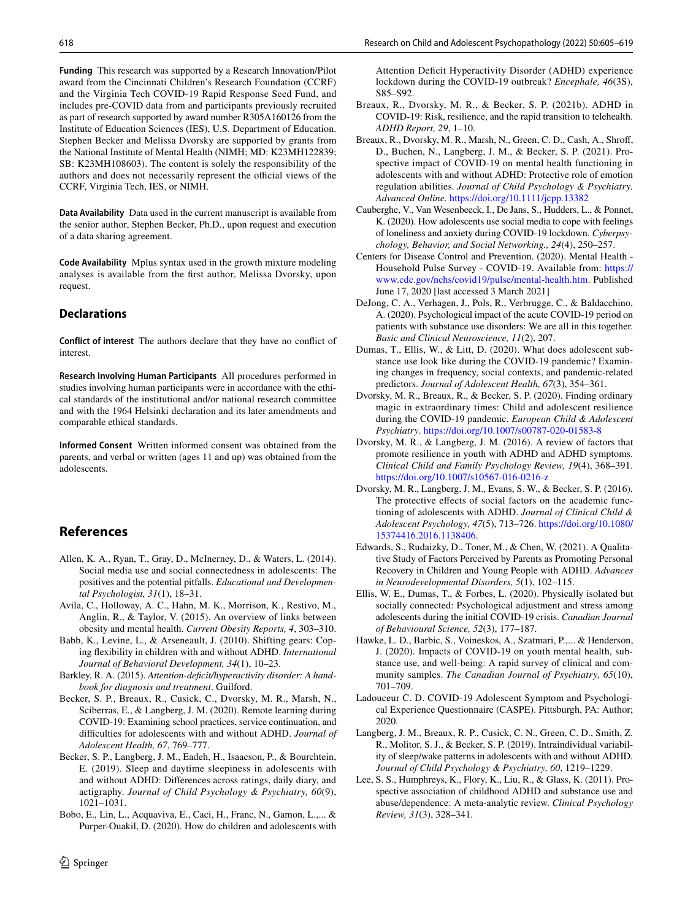**Funding** This research was supported by a Research Innovation/Pilot award from the Cincinnati Children's Research Foundation (CCRF) and the Virginia Tech COVID-19 Rapid Response Seed Fund, and includes pre-COVID data from and participants previously recruited as part of research supported by award number R305A160126 from the Institute of Education Sciences (IES), U.S. Department of Education. Stephen Becker and Melissa Dvorsky are supported by grants from the National Institute of Mental Health (NIMH; MD: K23MH122839; SB: K23MH108603). The content is solely the responsibility of the authors and does not necessarily represent the official views of the CCRF, Virginia Tech, IES, or NIMH.

**Data Availability** Data used in the current manuscript is available from the senior author, Stephen Becker, Ph.D., upon request and execution of a data sharing agreement.

**Code Availability** Mplus syntax used in the growth mixture modeling analyses is available from the first author, Melissa Dvorsky, upon request.

## Declarations

**Conflict of interest** The authors declare that they have no conflict of interest.

**Research Involving Human Participants** All procedures performed in studies involving human participants were in accordance with the ethical standards of the institutional and/or national research committee and with the 1964 Helsinki declaration and its later amendments and comparable ethical standards.

**Informed Consent** Written informed consent was obtained from the parents, and verbal or written (ages 11 and up) was obtained from the adolescents.

## References

Allen, K. A., Ryan, T., Gray, D., McInerney, D., & Waters, L. (2014). Social media use and social connectedness in adolescents: The positives and the potential pitfalls. *Educational and Developmental Psychologist, 31*(1), 18–31.

Avila, C., Holloway, A. C., Hahn, M. K., Morrison, K., Restivo, M., Anglin, R., & Taylor, V. (2015). An overview of links between obesity and mental health. *Current Obesity Reports, 4*, 303–310.

Babb, K., Levine, L., & Arseneault, J. (2010). Shifting gears: Coping flexibility in children with and without ADHD. *International Journal of Behavioral Development, 34*(1), 10–23.

Barkley, R. A. (2015). *Attention-deficit/hyperactivity disorder: A handbook for diagnosis and treatment*. Guilford.

Becker, S. P., Breaux, R., Cusick, C., Dvorsky, M. R., Marsh, N., Sciberras, E., & Langberg, J. M. (2020). Remote learning during COVID-19: Examining school practices, service continuation, and difficulties for adolescents with and without ADHD. *Journal of Adolescent Health, 67*, 769–777.

Becker, S. P., Langberg, J. M., Eadeh, H., Isaacson, P., & Bourchtein, E. (2019). Sleep and daytime sleepiness in adolescents with and without ADHD: Differences across ratings, daily diary, and actigraphy. *Journal of Child Psychology & Psychiatry, 60*(9), 1021–1031.

Bobo, E., Lin, L., Acquaviva, E., Caci, H., Franc, N., Gamon, L.,... & Purper-Ouakil, D. (2020). How do children and adolescents with Attention Deficit Hyperactivity Disorder (ADHD) experience lockdown during the COVID-19 outbreak? *Encephale, 46*(3S), S85–S92.

Breaux, R., Dvorsky, M. R., & Becker, S. P. (2021b). ADHD in COVID-19: Risk, resilience, and the rapid transition to telehealth. *ADHD Report, 29*, 1–10.

Breaux, R., Dvorsky, M. R., Marsh, N., Green, C. D., Cash, A., Shroff, D., Buchen, N., Langberg, J. M., & Becker, S. P. (2021). Prospective impact of COVID-19 on mental health functioning in adolescents with and without ADHD: Protective role of emotion regulation abilities. *Journal of Child Psychology & Psychiatry. Advanced Online.* https://doi.org/10.1111/jcpp.13382

Cauberghe, V., Van Wesenbeeck, I., De Jans, S., Hudders, L., & Ponnet, K. (2020). How adolescents use social media to cope with feelings of loneliness and anxiety during COVID-19 lockdown. *Cyberpsychology, Behavior, and Social Networking., 24*(4), 250–257.

Centers for Disease Control and Prevention. (2020). Mental Health - Household Pulse Survey - COVID-19. Available from: https://www.cdc.gov/nchs/covid19/pulse/mental-health.htm. Published June 17, 2020 [last accessed 3 March 2021]

DeJong, C. A., Verhagen, J., Pols, R., Verbrugge, C., & Baldacchino, A. (2020). Psychological impact of the acute COVID-19 period on patients with substance use disorders: We are all in this together. *Basic and Clinical Neuroscience, 11*(2), 207.

Dumas, T., Ellis, W., & Litt, D. (2020). What does adolescent substance use look like during the COVID-19 pandemic? Examining changes in frequency, social contexts, and pandemic-related predictors. *Journal of Adolescent Health, 67*(3), 354–361.

Dvorsky, M. R., Breaux, R., & Becker, S. P. (2020). Finding ordinary magic in extraordinary times: Child and adolescent resilience during the COVID-19 pandemic. *European Child & Adolescent Psychiatry*. https://doi.org/10.1007/s00787-020-01583-8

Dvorsky, M. R., & Langberg, J. M. (2016). A review of factors that promote resilience in youth with ADHD and ADHD symptoms. *Clinical Child and Family Psychology Review, 19*(4), 368–391. https://doi.org/10.1007/s10567-016-0216-z

Dvorsky, M. R., Langberg, J. M., Evans, S. W., & Becker, S. P. (2016). The protective effects of social factors on the academic functioning of adolescents with ADHD. *Journal of Clinical Child & Adolescent Psychology, 47*(5), 713–726. https://doi.org/10.1080/15374416.2016.1138406.

Edwards, S., Rudaizky, D., Toner, M., & Chen, W. (2021). A Qualitative Study of Factors Perceived by Parents as Promoting Personal Recovery in Children and Young People with ADHD. *Advances in Neurodevelopmental Disorders, 5*(1), 102–115.

Ellis, W. E., Dumas, T., & Forbes, L. (2020). Physically isolated but socially connected: Psychological adjustment and stress among adolescents during the initial COVID-19 crisis. *Canadian Journal of Behavioural Science, 52*(3), 177–187.

Hawke, L. D., Barbic, S., Voineskos, A., Szatmari, P.,... & Henderson, J. (2020). Impacts of COVID-19 on youth mental health, substance use, and well-being: A rapid survey of clinical and community samples. *The Canadian Journal of Psychiatry, 65*(10), 701–709.

Ladouceur C. D. COVID-19 Adolescent Symptom and Psychological Experience Questionnaire (CASPE). Pittsburgh, PA: Author; 2020.

Langberg, J. M., Breaux, R. P., Cusick, C. N., Green, C. D., Smith, Z. R., Molitor, S. J., & Becker, S. P. (2019). Intraindividual variability of sleep/wake patterns in adolescents with and without ADHD. *Journal of Child Psychology & Psychiatry, 60*, 1219–1229.

Lee, S. S., Humphreys, K., Flory, K., Liu, R., & Glass, K. (2011). Prospective association of childhood ADHD and substance use and abuse/dependence: A meta-analytic review. *Clinical Psychology Review, 31*(3), 328–341.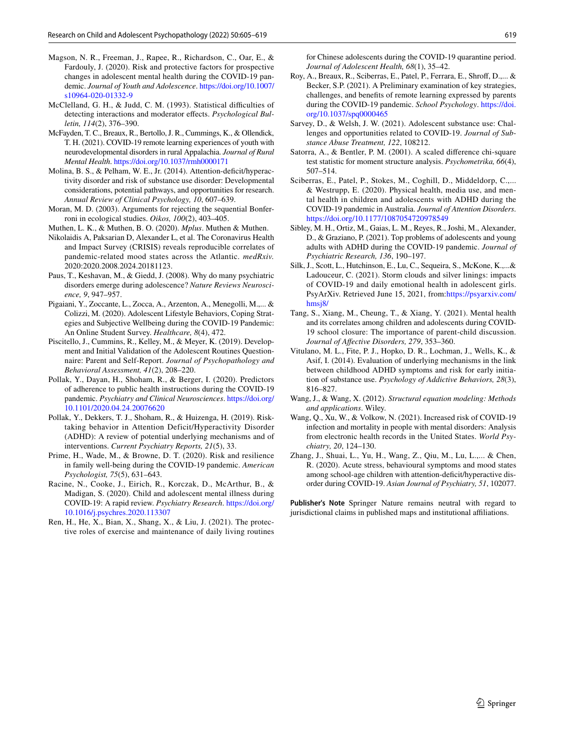Magson, N. R., Freeman, J., Rapee, R., Richardson, C., Oar, E., & Fardouly, J. (2020). Risk and protective factors for prospective changes in adolescent mental health during the COVID-19 pandemic. *Journal of Youth and Adolescence*. https://doi.org/10.1007/s10964-020-01332-9

McClelland, G. H., & Judd, C. M. (1993). Statistical difficulties of detecting interactions and moderator effects. *Psychological Bulletin, 114*(2), 376–390.

McFayden, T. C., Breaux, R., Bertollo, J. R., Cummings, K., & Ollendick, T. H. (2021). COVID-19 remote learning experiences of youth with neurodevelopmental disorders in rural Appalachia. *Journal of Rural Mental Health*. https://doi.org/10.1037/rmh0000171

Molina, B. S., & Pelham, W. E., Jr. (2014). Attention-deficit/hyperactivity disorder and risk of substance use disorder: Developmental considerations, potential pathways, and opportunities for research. *Annual Review of Clinical Psychology, 10*, 607–639.

Moran, M. D. (2003). Arguments for rejecting the sequential Bonferroni in ecological studies. *Oikos, 100*(2), 403–405.

Muthen, L. K., & Muthen, B. O. (2020). *Mplus*. Muthen & Muthen.

Nikolaidis A, Paksarian D, Alexander L, et al. The Coronavirus Health and Impact Survey (CRISIS) reveals reproducible correlates of pandemic-related mood states across the Atlantic. *medRxiv.* 2020:2020.2008.2024.20181123.

Paus, T., Keshavan, M., & Giedd, J. (2008). Why do many psychiatric disorders emerge during adolescence? *Nature Reviews Neuroscience, 9*, 947–957.

Pigaiani, Y., Zoccante, L., Zocca, A., Arzenton, A., Menegolli, M.,... & Colizzi, M. (2020). Adolescent Lifestyle Behaviors, Coping Strategies and Subjective Wellbeing during the COVID-19 Pandemic: An Online Student Survey. *Healthcare, 8*(4), 472.

Piscitello, J., Cummins, R., Kelley, M., & Meyer, K. (2019). Development and Initial Validation of the Adolescent Routines Questionnaire: Parent and Self-Report. *Journal of Psychopathology and Behavioral Assessment, 41*(2), 208–220.

Pollak, Y., Dayan, H., Shoham, R., & Berger, I. (2020). Predictors of adherence to public health instructions during the COVID-19 pandemic. *Psychiatry and Clinical Neurosciences*. https://doi.org/10.1101/2020.04.24.20076620

Pollak, Y., Dekkers, T. J., Shoham, R., & Huizenga, H. (2019). Risk-taking behavior in Attention Deficit/Hyperactivity Disorder (ADHD): A review of potential underlying mechanisms and of interventions. *Current Psychiatry Reports, 21*(5), 33.

Prime, H., Wade, M., & Browne, D. T. (2020). Risk and resilience in family well-being during the COVID-19 pandemic. *American Psychologist, 75*(5), 631–643.

Racine, N., Cooke, J., Eirich, R., Korczak, D., McArthur, B., & Madigan, S. (2020). Child and adolescent mental illness during COVID-19: A rapid review. *Psychiatry Research*. https://doi.org/10.1016/j.psychres.2020.113307

Ren, H., He, X., Bian, X., Shang, X., & Liu, J. (2021). The protective roles of exercise and maintenance of daily living routines for Chinese adolescents during the COVID-19 quarantine period. *Journal of Adolescent Health, 68*(1), 35–42.

Roy, A., Breaux, R., Sciberras, E., Patel, P., Ferrara, E., Shroff, D.,... & Becker, S.P. (2021). A Preliminary examination of key strategies, challenges, and benefits of remote learning expressed by parents during the COVID-19 pandemic. *School Psychology*. https://doi.org/10.1037/spq0000465

Sarvey, D., & Welsh, J. W. (2021). Adolescent substance use: Challenges and opportunities related to COVID-19. *Journal of Substance Abuse Treatment, 122*, 108212.

Satorra, A., & Bentler, P. M. (2001). A scaled difference chi-square test statistic for moment structure analysis. *Psychometrika, 66*(4), 507–514.

Sciberras, E., Patel, P., Stokes, M., Coghill, D., Middeldorp, C.,... & Westrupp, E. (2020). Physical health, media use, and mental health in children and adolescents with ADHD during the COVID-19 pandemic in Australia. *Journal of Attention Disorders*. https://doi.org/10.1177/1087054720978549

Sibley, M. H., Ortiz, M., Gaias, L. M., Reyes, R., Joshi, M., Alexander, D., & Graziano, P. (2021). Top problems of adolescents and young adults with ADHD during the COVID-19 pandemic. *Journal of Psychiatric Research, 136*, 190–197.

Silk, J., Scott, L., Hutchinson, E., Lu, C., Sequeira, S., McKone, K.,...& Ladouceur, C. (2021). Storm clouds and silver linings: impacts of COVID-19 and daily emotional health in adolescent girls. PsyArXiv. Retrieved June 15, 2021, from:https://psyarxiv.com/hmsj8/

Tang, S., Xiang, M., Cheung, T., & Xiang, Y. (2021). Mental health and its correlates among children and adolescents during COVID-19 school closure: The importance of parent-child discussion. *Journal of Affective Disorders, 279*, 353–360.

Vitulano, M. L., Fite, P. J., Hopko, D. R., Lochman, J., Wells, K., & Asif, I. (2014). Evaluation of underlying mechanisms in the link between childhood ADHD symptoms and risk for early initiation of substance use. *Psychology of Addictive Behaviors, 28*(3), 816–827.

Wang, J., & Wang, X. (2012). *Structural equation modeling: Methods and applications*. Wiley.

Wang, Q., Xu, W., & Volkow, N. (2021). Increased risk of COVID-19 infection and mortality in people with mental disorders: Analysis from electronic health records in the United States. *World Psychiatry, 20*, 124–130.

Zhang, J., Shuai, L., Yu, H., Wang, Z., Qiu, M., Lu, L.,... & Chen, R. (2020). Acute stress, behavioural symptoms and mood states among school-age children with attention-deficit/hyperactive disorder during COVID-19. *Asian Journal of Psychiatry, 51*, 102077.

**Publisher's Note** Springer Nature remains neutral with regard to jurisdictional claims in published maps and institutional affiliations.